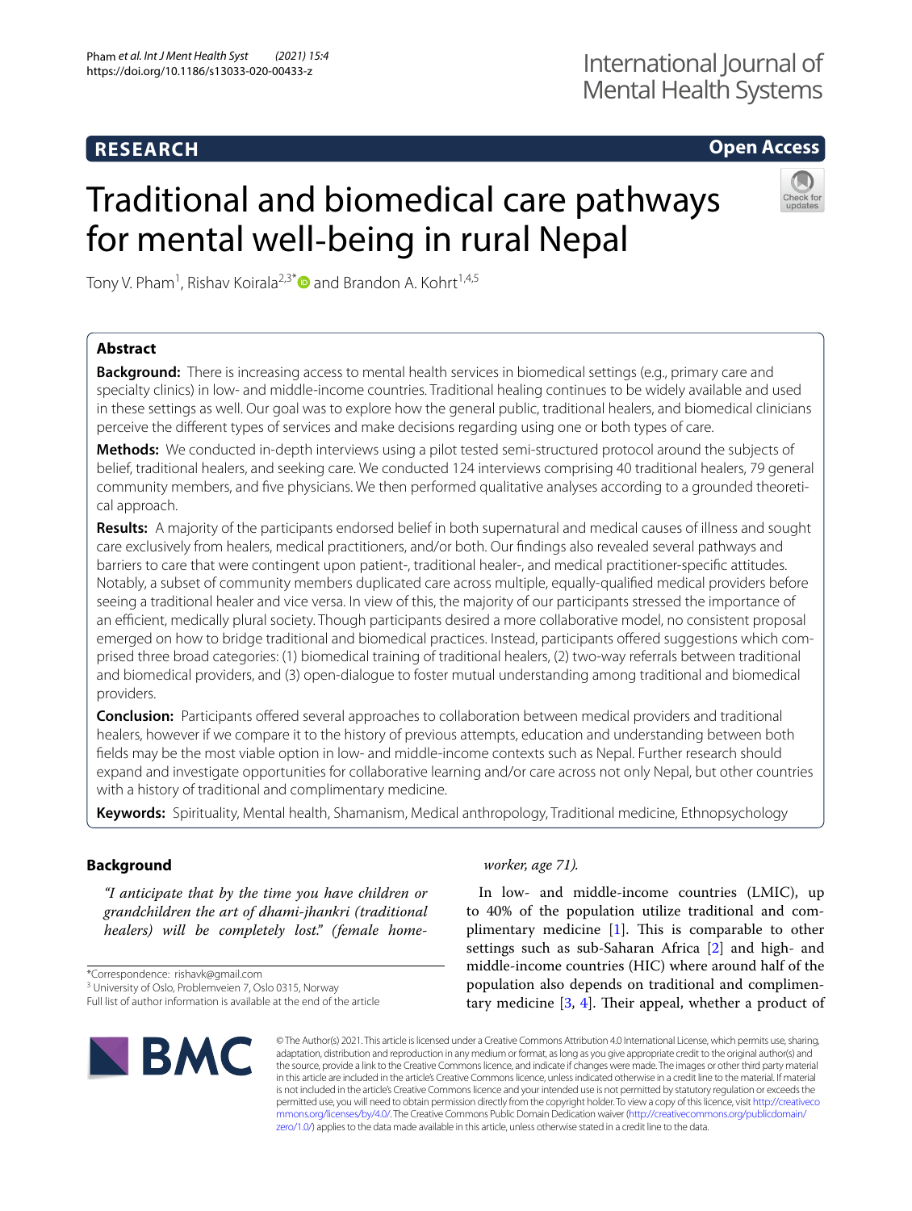RESEARCH

Open Access

# Traditional and biomedical care pathways for mental well-being in rural Nepal

Tony V. Pham[1], Rishav Koirala[2,3*] and Brandon A. Kohrt[1,4,5]

## Abstract

**Background:** There is increasing access to mental health services in biomedical settings (e.g., primary care and specialty clinics) in low- and middle-income countries. Traditional healing continues to be widely available and used in these settings as well. Our goal was to explore how the general public, traditional healers, and biomedical clinicians perceive the different types of services and make decisions regarding using one or both types of care.

**Methods:** We conducted in-depth interviews using a pilot tested semi-structured protocol around the subjects of belief, traditional healers, and seeking care. We conducted 124 interviews comprising 40 traditional healers, 79 general community members, and five physicians. We then performed qualitative analyses according to a grounded theoretical approach.

**Results:** A majority of the participants endorsed belief in both supernatural and medical causes of illness and sought care exclusively from healers, medical practitioners, and/or both. Our findings also revealed several pathways and barriers to care that were contingent upon patient-, traditional healer-, and medical practitioner-specific attitudes. Notably, a subset of community members duplicated care across multiple, equally-qualified medical providers before seeing a traditional healer and vice versa. In view of this, the majority of our participants stressed the importance of an efficient, medically plural society. Though participants desired a more collaborative model, no consistent proposal emerged on how to bridge traditional and biomedical practices. Instead, participants offered suggestions which comprised three broad categories: (1) biomedical training of traditional healers, (2) two-way referrals between traditional and biomedical providers, and (3) open-dialogue to foster mutual understanding among traditional and biomedical providers.

**Conclusion:** Participants offered several approaches to collaboration between medical providers and traditional healers, however if we compare it to the history of previous attempts, education and understanding between both fields may be the most viable option in low- and middle-income contexts such as Nepal. Further research should expand and investigate opportunities for collaborative learning and/or care across not only Nepal, but other countries with a history of traditional and complimentary medicine.

**Keywords:** Spirituality, Mental health, Shamanism, Medical anthropology, Traditional medicine, Ethnopsychology

## Background

*"I anticipate that by the time you have children or grandchildren the art of dhami-jhankri (traditional healers) will be completely lost." (female home-worker, age 71).*

In low- and middle-income countries (LMIC), up to 40% of the population utilize traditional and complimentary medicine [1]. This is comparable to other settings such as sub-Saharan Africa [2] and high- and middle-income countries (HIC) where around half of the population also depends on traditional and complimentary medicine [3, 4]. Their appeal, whether a product of

*Correspondence: rishavk@gmail.com

[3] University of Oslo, Problemveien 7, Oslo 0315, Norway

Full list of author information is available at the end of the article

© The Author(s) 2021. This article is licensed under a Creative Commons Attribution 4.0 International License, which permits use, sharing, adaptation, distribution and reproduction in any medium or format, as long as you give appropriate credit to the original author(s) and the source, provide a link to the Creative Commons licence, and indicate if changes were made. The images or other third party material in this article are included in the article's Creative Commons licence, unless indicated otherwise in a credit line to the material. If material is not included in the article's Creative Commons licence and your intended use is not permitted by statutory regulation or exceeds the permitted use, you will need to obtain permission directly from the copyright holder. To view a copy of this licence, visit http://creativecommons.org/licenses/by/4.0/. The Creative Commons Public Domain Dedication waiver (http://creativecommons.org/publicdomain/zero/1.0/) applies to the data made available in this article, unless otherwise stated in a credit line to the data.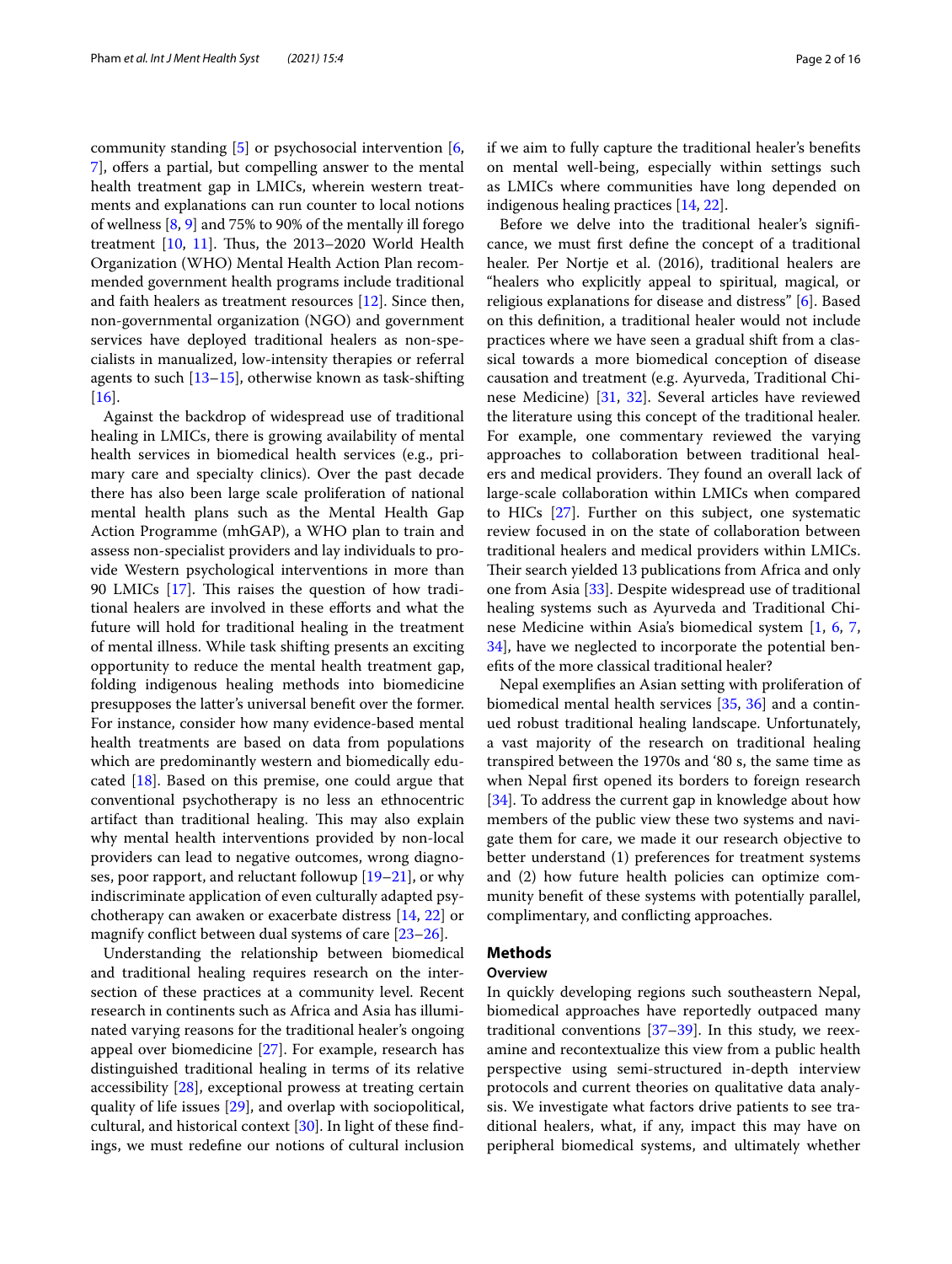community standing [5] or psychosocial intervention [6, 7], offers a partial, but compelling answer to the mental health treatment gap in LMICs, wherein western treatments and explanations can run counter to local notions of wellness [8, 9] and 75% to 90% of the mentally ill forego treatment [10, 11]. Thus, the 2013–2020 World Health Organization (WHO) Mental Health Action Plan recommended government health programs include traditional and faith healers as treatment resources [12]. Since then, non-governmental organization (NGO) and government services have deployed traditional healers as non-specialists in manualized, low-intensity therapies or referral agents to such [13–15], otherwise known as task-shifting [16].

Against the backdrop of widespread use of traditional healing in LMICs, there is growing availability of mental health services in biomedical health services (e.g., primary care and specialty clinics). Over the past decade there has also been large scale proliferation of national mental health plans such as the Mental Health Gap Action Programme (mhGAP), a WHO plan to train and assess non-specialist providers and lay individuals to provide Western psychological interventions in more than 90 LMICs [17]. This raises the question of how traditional healers are involved in these efforts and what the future will hold for traditional healing in the treatment of mental illness. While task shifting presents an exciting opportunity to reduce the mental health treatment gap, folding indigenous healing methods into biomedicine presupposes the latter's universal benefit over the former. For instance, consider how many evidence-based mental health treatments are based on data from populations which are predominantly western and biomedically educated [18]. Based on this premise, one could argue that conventional psychotherapy is no less an ethnocentric artifact than traditional healing. This may also explain why mental health interventions provided by non-local providers can lead to negative outcomes, wrong diagnoses, poor rapport, and reluctant followup [19–21], or why indiscriminate application of even culturally adapted psychotherapy can awaken or exacerbate distress [14, 22] or magnify conflict between dual systems of care [23–26].

Understanding the relationship between biomedical and traditional healing requires research on the intersection of these practices at a community level. Recent research in continents such as Africa and Asia has illuminated varying reasons for the traditional healer's ongoing appeal over biomedicine [27]. For example, research has distinguished traditional healing in terms of its relative accessibility [28], exceptional prowess at treating certain quality of life issues [29], and overlap with sociopolitical, cultural, and historical context [30]. In light of these findings, we must redefine our notions of cultural inclusion if we aim to fully capture the traditional healer's benefits on mental well-being, especially within settings such as LMICs where communities have long depended on indigenous healing practices [14, 22].

Before we delve into the traditional healer's significance, we must first define the concept of a traditional healer. Per Nortje et al. (2016), traditional healers are "healers who explicitly appeal to spiritual, magical, or religious explanations for disease and distress" [6]. Based on this definition, a traditional healer would not include practices where we have seen a gradual shift from a classical towards a more biomedical conception of disease causation and treatment (e.g. Ayurveda, Traditional Chinese Medicine) [31, 32]. Several articles have reviewed the literature using this concept of the traditional healer. For example, one commentary reviewed the varying approaches to collaboration between traditional healers and medical providers. They found an overall lack of large-scale collaboration within LMICs when compared to HICs [27]. Further on this subject, one systematic review focused in on the state of collaboration between traditional healers and medical providers within LMICs. Their search yielded 13 publications from Africa and only one from Asia [33]. Despite widespread use of traditional healing systems such as Ayurveda and Traditional Chinese Medicine within Asia's biomedical system [1, 6, 7, 34], have we neglected to incorporate the potential benefits of the more classical traditional healer?

Nepal exemplifies an Asian setting with proliferation of biomedical mental health services [35, 36] and a continued robust traditional healing landscape. Unfortunately, a vast majority of the research on traditional healing transpired between the 1970s and '80 s, the same time as when Nepal first opened its borders to foreign research [34]. To address the current gap in knowledge about how members of the public view these two systems and navigate them for care, we made it our research objective to better understand (1) preferences for treatment systems and (2) how future health policies can optimize community benefit of these systems with potentially parallel, complimentary, and conflicting approaches.

## Methods

### Overview

In quickly developing regions such southeastern Nepal, biomedical approaches have reportedly outpaced many traditional conventions [37–39]. In this study, we reexamine and recontextualize this view from a public health perspective using semi-structured in-depth interview protocols and current theories on qualitative data analysis. We investigate what factors drive patients to see traditional healers, what, if any, impact this may have on peripheral biomedical systems, and ultimately whether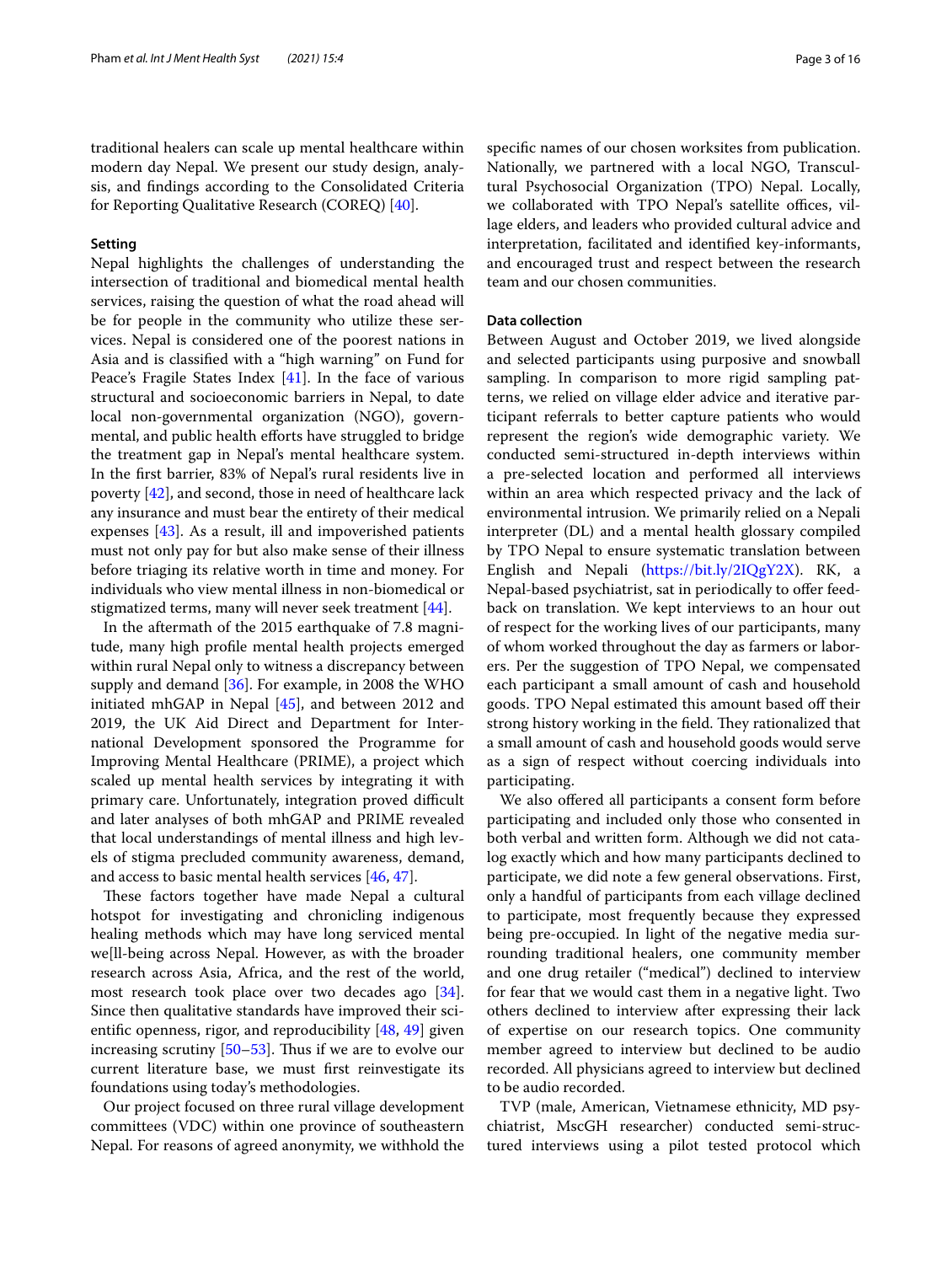traditional healers can scale up mental healthcare within modern day Nepal. We present our study design, analysis, and findings according to the Consolidated Criteria for Reporting Qualitative Research (COREQ) [40].

### Setting

Nepal highlights the challenges of understanding the intersection of traditional and biomedical mental health services, raising the question of what the road ahead will be for people in the community who utilize these services. Nepal is considered one of the poorest nations in Asia and is classified with a "high warning" on Fund for Peace's Fragile States Index [41]. In the face of various structural and socioeconomic barriers in Nepal, to date local non-governmental organization (NGO), governmental, and public health efforts have struggled to bridge the treatment gap in Nepal's mental healthcare system. In the first barrier, 83% of Nepal's rural residents live in poverty [42], and second, those in need of healthcare lack any insurance and must bear the entirety of their medical expenses [43]. As a result, ill and impoverished patients must not only pay for but also make sense of their illness before triaging its relative worth in time and money. For individuals who view mental illness in non-biomedical or stigmatized terms, many will never seek treatment [44].

In the aftermath of the 2015 earthquake of 7.8 magnitude, many high profile mental health projects emerged within rural Nepal only to witness a discrepancy between supply and demand [36]. For example, in 2008 the WHO initiated mhGAP in Nepal [45], and between 2012 and 2019, the UK Aid Direct and Department for International Development sponsored the Programme for Improving Mental Healthcare (PRIME), a project which scaled up mental health services by integrating it with primary care. Unfortunately, integration proved difficult and later analyses of both mhGAP and PRIME revealed that local understandings of mental illness and high levels of stigma precluded community awareness, demand, and access to basic mental health services [46, 47].

These factors together have made Nepal a cultural hotspot for investigating and chronicling indigenous healing methods which may have long serviced mental we[ll-being across Nepal. However, as with the broader research across Asia, Africa, and the rest of the world, most research took place over two decades ago [34]. Since then qualitative standards have improved their scientific openness, rigor, and reproducibility [48, 49] given increasing scrutiny [50–53]. Thus if we are to evolve our current literature base, we must first reinvestigate its foundations using today's methodologies.

Our project focused on three rural village development committees (VDC) within one province of southeastern Nepal. For reasons of agreed anonymity, we withhold the specific names of our chosen worksites from publication. Nationally, we partnered with a local NGO, Transcultural Psychosocial Organization (TPO) Nepal. Locally, we collaborated with TPO Nepal's satellite offices, village elders, and leaders who provided cultural advice and interpretation, facilitated and identified key-informants, and encouraged trust and respect between the research team and our chosen communities.

### Data collection

Between August and October 2019, we lived alongside and selected participants using purposive and snowball sampling. In comparison to more rigid sampling patterns, we relied on village elder advice and iterative participant referrals to better capture patients who would represent the region's wide demographic variety. We conducted semi-structured in-depth interviews within a pre-selected location and performed all interviews within an area which respected privacy and the lack of environmental intrusion. We primarily relied on a Nepali interpreter (DL) and a mental health glossary compiled by TPO Nepal to ensure systematic translation between English and Nepali (https://bit.ly/2IQgY2X). RK, a Nepal-based psychiatrist, sat in periodically to offer feedback on translation. We kept interviews to an hour out of respect for the working lives of our participants, many of whom worked throughout the day as farmers or laborers. Per the suggestion of TPO Nepal, we compensated each participant a small amount of cash and household goods. TPO Nepal estimated this amount based off their strong history working in the field. They rationalized that a small amount of cash and household goods would serve as a sign of respect without coercing individuals into participating.

We also offered all participants a consent form before participating and included only those who consented in both verbal and written form. Although we did not catalog exactly which and how many participants declined to participate, we did note a few general observations. First, only a handful of participants from each village declined to participate, most frequently because they expressed being pre-occupied. In light of the negative media surrounding traditional healers, one community member and one drug retailer ("medical") declined to interview for fear that we would cast them in a negative light. Two others declined to interview after expressing their lack of expertise on our research topics. One community member agreed to interview but declined to be audio recorded. All physicians agreed to interview but declined to be audio recorded.

TVP (male, American, Vietnamese ethnicity, MD psychiatrist, MscGH researcher) conducted semi-structured interviews using a pilot tested protocol which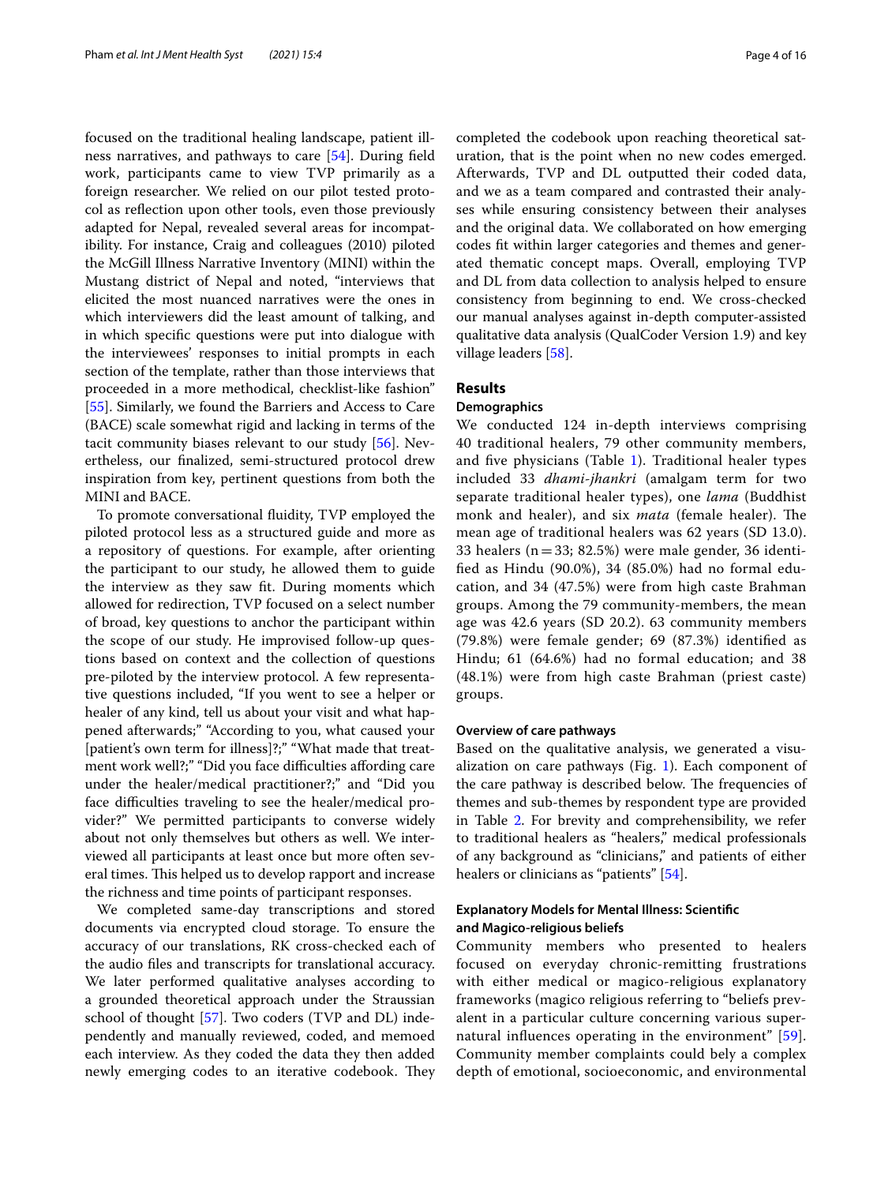focused on the traditional healing landscape, patient illness narratives, and pathways to care [54]. During field work, participants came to view TVP primarily as a foreign researcher. We relied on our pilot tested protocol as reflection upon other tools, even those previously adapted for Nepal, revealed several areas for incompatibility. For instance, Craig and colleagues (2010) piloted the McGill Illness Narrative Inventory (MINI) within the Mustang district of Nepal and noted, "interviews that elicited the most nuanced narratives were the ones in which interviewers did the least amount of talking, and in which specific questions were put into dialogue with the interviewees' responses to initial prompts in each section of the template, rather than those interviews that proceeded in a more methodical, checklist-like fashion" [55]. Similarly, we found the Barriers and Access to Care (BACE) scale somewhat rigid and lacking in terms of the tacit community biases relevant to our study [56]. Nevertheless, our finalized, semi-structured protocol drew inspiration from key, pertinent questions from both the MINI and BACE.

To promote conversational fluidity, TVP employed the piloted protocol less as a structured guide and more as a repository of questions. For example, after orienting the participant to our study, he allowed them to guide the interview as they saw fit. During moments which allowed for redirection, TVP focused on a select number of broad, key questions to anchor the participant within the scope of our study. He improvised follow-up questions based on context and the collection of questions pre-piloted by the interview protocol. A few representative questions included, "If you went to see a helper or healer of any kind, tell us about your visit and what happened afterwards;" "According to you, what caused your [patient's own term for illness]?;" "What made that treatment work well?;" "Did you face difficulties affording care under the healer/medical practitioner?;" and "Did you face difficulties traveling to see the healer/medical provider?" We permitted participants to converse widely about not only themselves but others as well. We interviewed all participants at least once but more often several times. This helped us to develop rapport and increase the richness and time points of participant responses.

We completed same-day transcriptions and stored documents via encrypted cloud storage. To ensure the accuracy of our translations, RK cross-checked each of the audio files and transcripts for translational accuracy. We later performed qualitative analyses according to a grounded theoretical approach under the Straussian school of thought [57]. Two coders (TVP and DL) independently and manually reviewed, coded, and memoed each interview. As they coded the data they then added newly emerging codes to an iterative codebook. They completed the codebook upon reaching theoretical saturation, that is the point when no new codes emerged. Afterwards, TVP and DL outputted their coded data, and we as a team compared and contrasted their analyses while ensuring consistency between their analyses and the original data. We collaborated on how emerging codes fit within larger categories and themes and generated thematic concept maps. Overall, employing TVP and DL from data collection to analysis helped to ensure consistency from beginning to end. We cross-checked our manual analyses against in-depth computer-assisted qualitative data analysis (QualCoder Version 1.9) and key village leaders [58].

## Results

### Demographics

We conducted 124 in-depth interviews comprising 40 traditional healers, 79 other community members, and five physicians (Table 1). Traditional healer types included 33 *dhami-jhankri* (amalgam term for two separate traditional healer types), one *lama* (Buddhist monk and healer), and six *mata* (female healer). The mean age of traditional healers was 62 years (SD 13.0). 33 healers ($n=33$; 82.5%) were male gender, 36 identified as Hindu (90.0%), 34 (85.0%) had no formal education, and 34 (47.5%) were from high caste Brahman groups. Among the 79 community-members, the mean age was 42.6 years (SD 20.2). 63 community members (79.8%) were female gender; 69 (87.3%) identified as Hindu; 61 (64.6%) had no formal education; and 38 (48.1%) were from high caste Brahman (priest caste) groups.

#### Overview of care pathways

Based on the qualitative analysis, we generated a visualization on care pathways (Fig. 1). Each component of the care pathway is described below. The frequencies of themes and sub-themes by respondent type are provided in Table 2. For brevity and comprehensibility, we refer to traditional healers as "healers," medical professionals of any background as "clinicians," and patients of either healers or clinicians as "patients" [54].

### Explanatory Models for Mental Illness: Scientific and Magico-religious beliefs

Community members who presented to healers focused on everyday chronic-remitting frustrations with either medical or magico-religious explanatory frameworks (magico religious referring to "beliefs prevalent in a particular culture concerning various supernatural influences operating in the environment" [59]. Community member complaints could bely a complex depth of emotional, socioeconomic, and environmental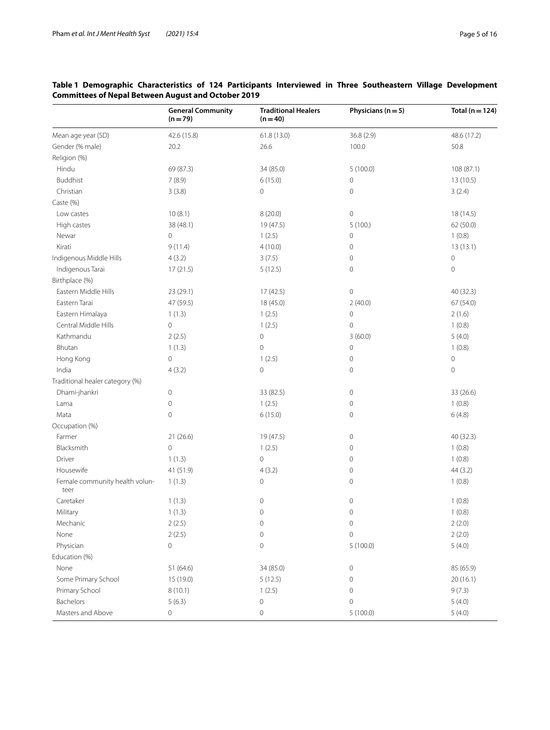**Table 1 Demographic Characteristics of 124 Participants Interviewed in Three Southeastern Village Development Committees of Nepal Between August and October 2019**

| | General Community (n = 79) | Traditional Healers (n = 40) | Physicians (n = 5) | Total (n = 124) |
|---|---|---|---|---|
| Mean age year (SD) | 42.6 (15.8) | 61.8 (13.0) | 36.8 (2.9) | 48.6 (17.2) |
| Gender (% male) | 20.2 | 26.6 | 100.0 | 50.8 |
| Religion (%) | | | | |
| Hindu | 69 (87.3) | 34 (85.0) | 5 (100.0) | 108 (87.1) |
| Buddhist | 7 (8.9) | 6 (15.0) | 0 | 13 (10.5) |
| Christian | 3 (3.8) | 0 | 0 | 3 (2.4) |
| Caste (%) | | | | |
| Low castes | 10 (8.1) | 8 (20.0) | 0 | 18 (14.5) |
| High castes | 38 (48.1) | 19 (47.5) | 5 (100.) | 62 (50.0) |
| Newar | 0 | 1 (2.5) | 0 | 1 (0.8) |
| Kirati | 9 (11.4) | 4 (10.0) | 0 | 13 (13.1) |
| Indigenous Middle Hills | 4 (3.2) | 3 (7.5) | 0 | 0 |
| Indigenous Tarai | 17 (21.5) | 5 (12.5) | 0 | 0 |
| Birthplace (%) | | | | |
| Eastern Middle Hills | 23 (29.1) | 17 (42.5) | 0 | 40 (32.3) |
| Eastern Tarai | 47 (59.5) | 18 (45.0) | 2 (40.0) | 67 (54.0) |
| Eastern Himalaya | 1 (1.3) | 1 (2.5) | 0 | 2 (1.6) |
| Central Middle Hills | 0 | 1 (2.5) | 0 | 1 (0.8) |
| Kathmandu | 2 (2.5) | 0 | 3 (60.0) | 5 (4.0) |
| Bhutan | 1 (1.3) | 0 | 0 | 1 (0.8) |
| Hong Kong | 0 | 1 (2.5) | 0 | 0 |
| India | 4 (3.2) | 0 | 0 | 0 |
| Traditional healer category (%) | | | | |
| Dhami-jhankri | 0 | 33 (82.5) | 0 | 33 (26.6) |
| Lama | 0 | 1 (2.5) | 0 | 1 (0.8) |
| Mata | 0 | 6 (15.0) | 0 | 6 (4.8) |
| Occupation (%) | | | | |
| Farmer | 21 (26.6) | 19 (47.5) | 0 | 40 (32.3) |
| Blacksmith | 0 | 1 (2.5) | 0 | 1 (0.8) |
| Driver | 1 (1.3) | 0 | 0 | 1 (0.8) |
| Housewife | 41 (51.9) | 4 (3.2) | 0 | 44 (3.2) |
| Female community health volunteer | 1 (1.3) | 0 | 0 | 1 (0.8) |
| Caretaker | 1 (1.3) | 0 | 0 | 1 (0.8) |
| Military | 1 (1.3) | 0 | 0 | 1 (0.8) |
| Mechanic | 2 (2.5) | 0 | 0 | 2 (2.0) |
| None | 2 (2.5) | 0 | 0 | 2 (2.0) |
| Physician | 0 | 0 | 5 (100.0) | 5 (4.0) |
| Education (%) | | | | |
| None | 51 (64.6) | 34 (85.0) | 0 | 85 (65.9) |
| Some Primary School | 15 (19.0) | 5 (12.5) | 0 | 20 (16.1) |
| Primary School | 8 (10.1) | 1 (2.5) | 0 | 9 (7.3) |
| Bachelors | 5 (6.3) | 0 | 0 | 5 (4.0) |
| Masters and Above | 0 | 0 | 5 (100.0) | 5 (4.0) |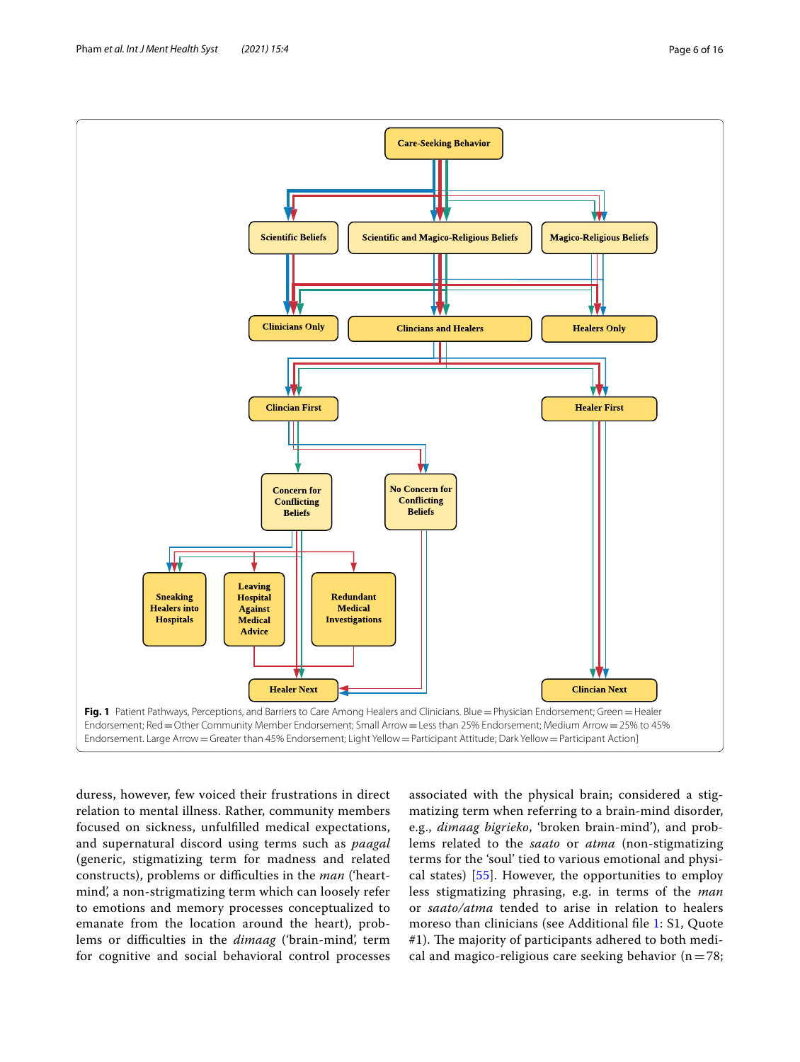**Fig. 1** Patient Pathways, Perceptions, and Barriers to Care Among Healers and Clinicians. Blue = Physician Endorsement; Green = Healer Endorsement; Red = Other Community Member Endorsement; Small Arrow = Less than 25% Endorsement; Medium Arrow = 25% to 45% Endorsement. Large Arrow = Greater than 45% Endorsement; Light Yellow = Participant Attitude; Dark Yellow = Participant Action]

duress, however, few voiced their frustrations in direct relation to mental illness. Rather, community members focused on sickness, unfulfilled medical expectations, and supernatural discord using terms such as *paagal* (generic, stigmatizing term for madness and related constructs), problems or difficulties in the *man* ('heart-mind', a non-strigmatizing term which can loosely refer to emotions and memory processes conceptualized to emanate from the location around the heart), problems or difficulties in the *dimaag* ('brain-mind', term for cognitive and social behavioral control processes associated with the physical brain; considered a stigmatizing term when referring to a brain-mind disorder, e.g., *dimaag bigrieko*, 'broken brain-mind'), and problems related to the *saato* or *atma* (non-stigmatizing terms for the 'soul' tied to various emotional and physical states) [55]. However, the opportunities to employ less stigmatizing phrasing, e.g. in terms of the *man* or *saato/atma* tended to arise in relation to healers moreso than clinicians (see Additional file 1: S1, Quote #1). The majority of participants adhered to both medical and magico-religious care seeking behavior (n = 78;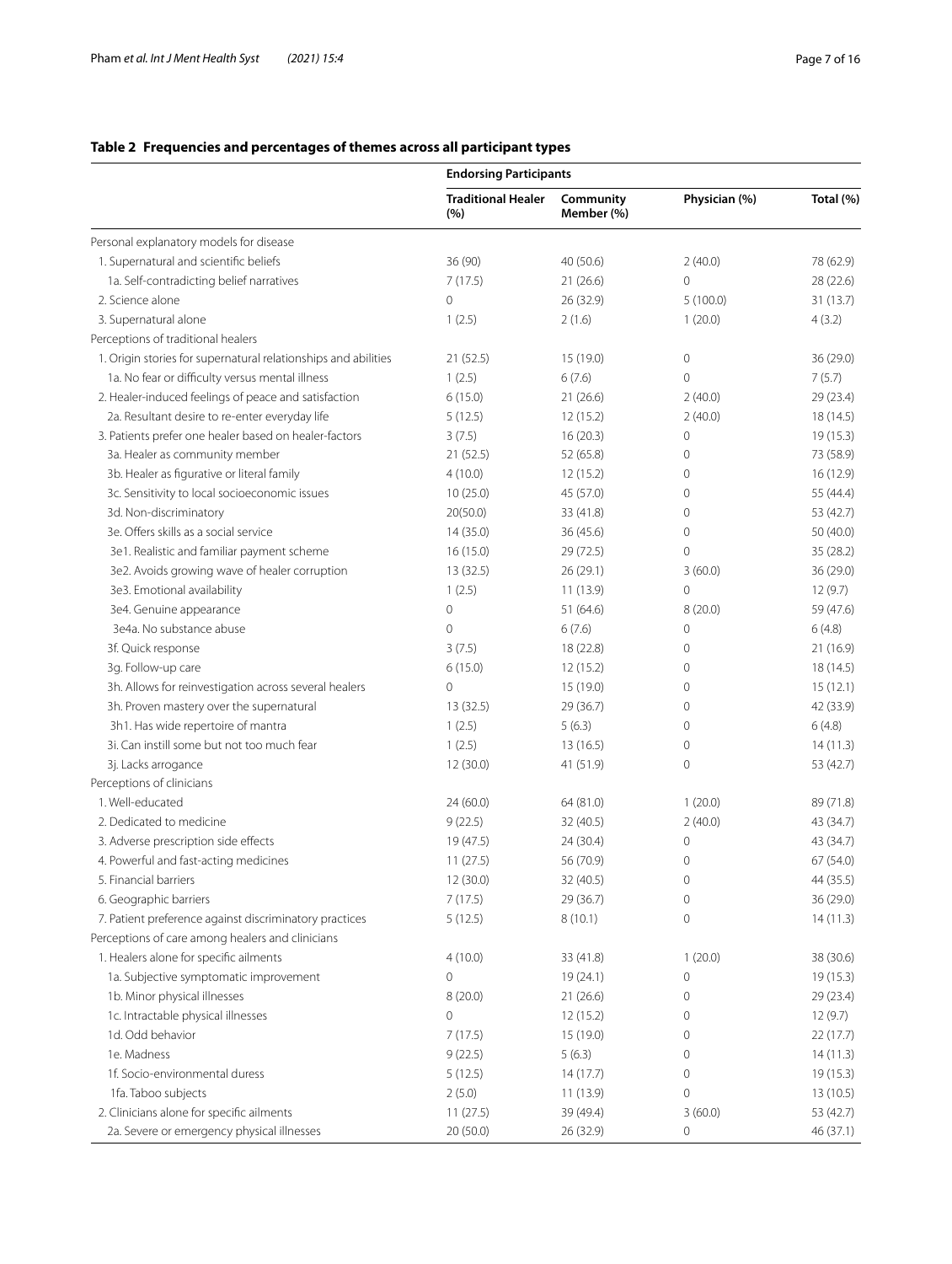## Table 2 Frequencies and percentages of themes across all participant types

| | Endorsing Participants | | | |
|---|---|---|---|---|
| | Traditional Healer (%) | Community Member (%) | Physician (%) | Total (%) |
| Personal explanatory models for disease | | | | |
| 1. Supernatural and scientific beliefs | 36 (90) | 40 (50.6) | 2 (40.0) | 78 (62.9) |
| 1a. Self-contradicting belief narratives | 7 (17.5) | 21 (26.6) | 0 | 28 (22.6) |
| 2. Science alone | 0 | 26 (32.9) | 5 (100.0) | 31 (13.7) |
| 3. Supernatural alone | 1 (2.5) | 2 (1.6) | 1 (20.0) | 4 (3.2) |
| Perceptions of traditional healers | | | | |
| 1. Origin stories for supernatural relationships and abilities | 21 (52.5) | 15 (19.0) | 0 | 36 (29.0) |
| 1a. No fear or difficulty versus mental illness | 1 (2.5) | 6 (7.6) | 0 | 7 (5.7) |
| 2. Healer-induced feelings of peace and satisfaction | 6 (15.0) | 21 (26.6) | 2 (40.0) | 29 (23.4) |
| 2a. Resultant desire to re-enter everyday life | 5 (12.5) | 12 (15.2) | 2 (40.0) | 18 (14.5) |
| 3. Patients prefer one healer based on healer-factors | 3 (7.5) | 16 (20.3) | 0 | 19 (15.3) |
| 3a. Healer as community member | 21 (52.5) | 52 (65.8) | 0 | 73 (58.9) |
| 3b. Healer as figurative or literal family | 4 (10.0) | 12 (15.2) | 0 | 16 (12.9) |
| 3c. Sensitivity to local socioeconomic issues | 10 (25.0) | 45 (57.0) | 0 | 55 (44.4) |
| 3d. Non-discriminatory | 20(50.0) | 33 (41.8) | 0 | 53 (42.7) |
| 3e. Offers skills as a social service | 14 (35.0) | 36 (45.6) | 0 | 50 (40.0) |
| 3e1. Realistic and familiar payment scheme | 16 (15.0) | 29 (72.5) | 0 | 35 (28.2) |
| 3e2. Avoids growing wave of healer corruption | 13 (32.5) | 26 (29.1) | 3 (60.0) | 36 (29.0) |
| 3e3. Emotional availability | 1 (2.5) | 11 (13.9) | 0 | 12 (9.7) |
| 3e4. Genuine appearance | 0 | 51 (64.6) | 8 (20.0) | 59 (47.6) |
| 3e4a. No substance abuse | 0 | 6 (7.6) | 0 | 6 (4.8) |
| 3f. Quick response | 3 (7.5) | 18 (22.8) | 0 | 21 (16.9) |
| 3g. Follow-up care | 6 (15.0) | 12 (15.2) | 0 | 18 (14.5) |
| 3h. Allows for reinvestigation across several healers | 0 | 15 (19.0) | 0 | 15 (12.1) |
| 3h. Proven mastery over the supernatural | 13 (32.5) | 29 (36.7) | 0 | 42 (33.9) |
| 3h1. Has wide repertoire of mantra | 1 (2.5) | 5 (6.3) | 0 | 6 (4.8) |
| 3i. Can instill some but not too much fear | 1 (2.5) | 13 (16.5) | 0 | 14 (11.3) |
| 3j. Lacks arrogance | 12 (30.0) | 41 (51.9) | 0 | 53 (42.7) |
| Perceptions of clinicians | | | | |
| 1. Well-educated | 24 (60.0) | 64 (81.0) | 1 (20.0) | 89 (71.8) |
| 2. Dedicated to medicine | 9 (22.5) | 32 (40.5) | 2 (40.0) | 43 (34.7) |
| 3. Adverse prescription side effects | 19 (47.5) | 24 (30.4) | 0 | 43 (34.7) |
| 4. Powerful and fast-acting medicines | 11 (27.5) | 56 (70.9) | 0 | 67 (54.0) |
| 5. Financial barriers | 12 (30.0) | 32 (40.5) | 0 | 44 (35.5) |
| 6. Geographic barriers | 7 (17.5) | 29 (36.7) | 0 | 36 (29.0) |
| 7. Patient preference against discriminatory practices | 5 (12.5) | 8 (10.1) | 0 | 14 (11.3) |
| Perceptions of care among healers and clinicians | | | | |
| 1. Healers alone for specific ailments | 4 (10.0) | 33 (41.8) | 1 (20.0) | 38 (30.6) |
| 1a. Subjective symptomatic improvement | 0 | 19 (24.1) | 0 | 19 (15.3) |
| 1b. Minor physical illnesses | 8 (20.0) | 21 (26.6) | 0 | 29 (23.4) |
| 1c. Intractable physical illnesses | 0 | 12 (15.2) | 0 | 12 (9.7) |
| 1d. Odd behavior | 7 (17.5) | 15 (19.0) | 0 | 22 (17.7) |
| 1e. Madness | 9 (22.5) | 5 (6.3) | 0 | 14 (11.3) |
| 1f. Socio-environmental duress | 5 (12.5) | 14 (17.7) | 0 | 19 (15.3) |
| 1fa. Taboo subjects | 2 (5.0) | 11 (13.9) | 0 | 13 (10.5) |
| 2. Clinicians alone for specific ailments | 11 (27.5) | 39 (49.4) | 3 (60.0) | 53 (42.7) |
| 2a. Severe or emergency physical illnesses | 20 (50.0) | 26 (32.9) | 0 | 46 (37.1) |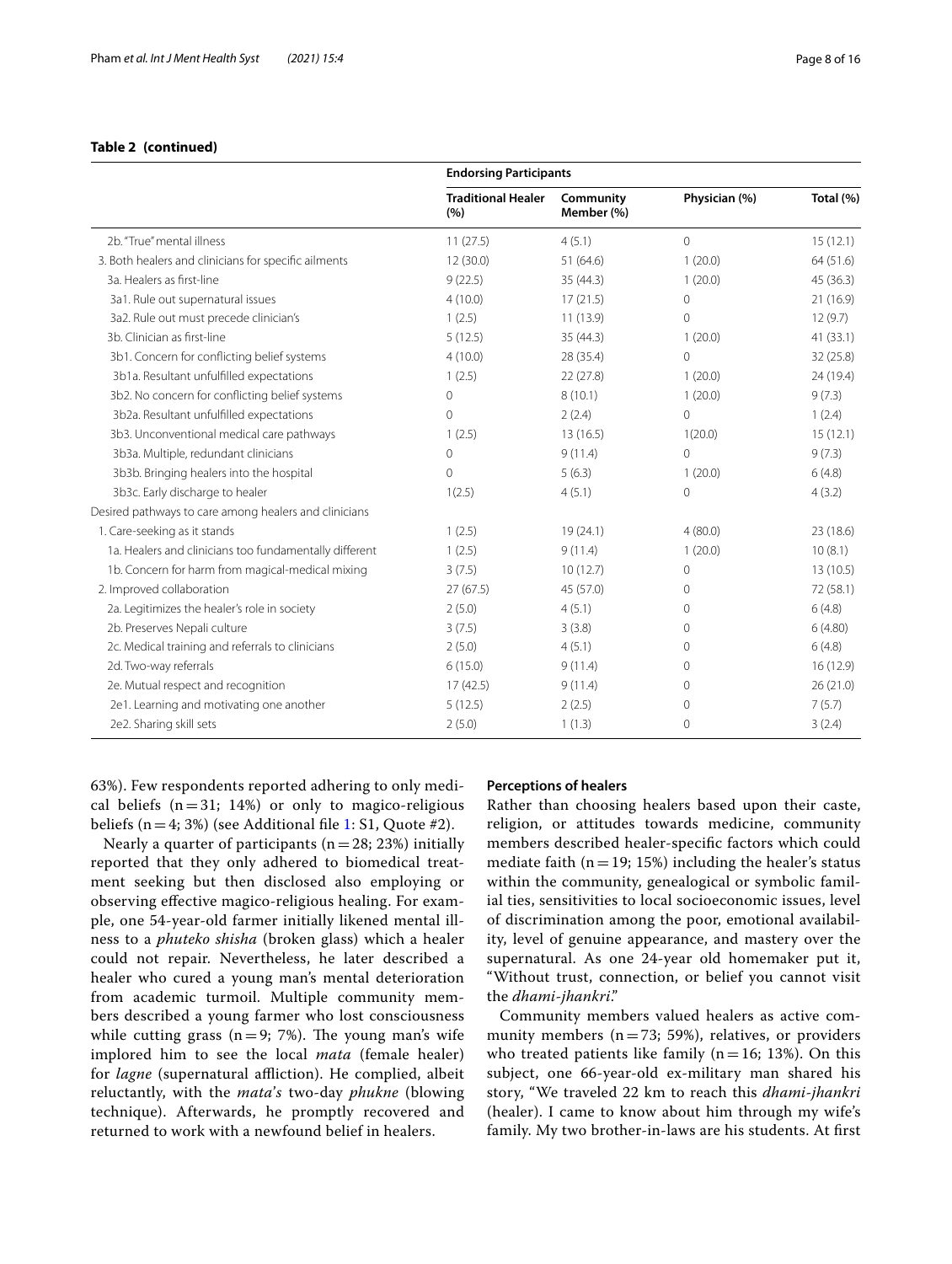**Table 2 (continued)**

| | Endorsing Participants | | | |
|---|---|---|---|---|
| | Traditional Healer (%) | Community Member (%) | Physician (%) | Total (%) |
| 2b. "True" mental illness | 11 (27.5) | 4 (5.1) | 0 | 15 (12.1) |
| 3. Both healers and clinicians for specific ailments | 12 (30.0) | 51 (64.6) | 1 (20.0) | 64 (51.6) |
| 3a. Healers as first-line | 9 (22.5) | 35 (44.3) | 1 (20.0) | 45 (36.3) |
| 3a1. Rule out supernatural issues | 4 (10.0) | 17 (21.5) | 0 | 21 (16.9) |
| 3a2. Rule out must precede clinician's | 1 (2.5) | 11 (13.9) | 0 | 12 (9.7) |
| 3b. Clinician as first-line | 5 (12.5) | 35 (44.3) | 1 (20.0) | 41 (33.1) |
| 3b1. Concern for conflicting belief systems | 4 (10.0) | 28 (35.4) | 0 | 32 (25.8) |
| 3b1a. Resultant unfulfilled expectations | 1 (2.5) | 22 (27.8) | 1 (20.0) | 24 (19.4) |
| 3b2. No concern for conflicting belief systems | 0 | 8 (10.1) | 1 (20.0) | 9 (7.3) |
| 3b2a. Resultant unfulfilled expectations | 0 | 2 (2.4) | 0 | 1 (2.4) |
| 3b3. Unconventional medical care pathways | 1 (2.5) | 13 (16.5) | 1(20.0) | 15 (12.1) |
| 3b3a. Multiple, redundant clinicians | 0 | 9 (11.4) | 0 | 9 (7.3) |
| 3b3b. Bringing healers into the hospital | 0 | 5 (6.3) | 1 (20.0) | 6 (4.8) |
| 3b3c. Early discharge to healer | 1(2.5) | 4 (5.1) | 0 | 4 (3.2) |
| Desired pathways to care among healers and clinicians | | | | |
| 1. Care-seeking as it stands | 1 (2.5) | 19 (24.1) | 4 (80.0) | 23 (18.6) |
| 1a. Healers and clinicians too fundamentally different | 1 (2.5) | 9 (11.4) | 1 (20.0) | 10 (8.1) |
| 1b. Concern for harm from magical-medical mixing | 3 (7.5) | 10 (12.7) | 0 | 13 (10.5) |
| 2. Improved collaboration | 27 (67.5) | 45 (57.0) | 0 | 72 (58.1) |
| 2a. Legitimizes the healer's role in society | 2 (5.0) | 4 (5.1) | 0 | 6 (4.8) |
| 2b. Preserves Nepali culture | 3 (7.5) | 3 (3.8) | 0 | 6 (4.80) |
| 2c. Medical training and referrals to clinicians | 2 (5.0) | 4 (5.1) | 0 | 6 (4.8) |
| 2d. Two-way referrals | 6 (15.0) | 9 (11.4) | 0 | 16 (12.9) |
| 2e. Mutual respect and recognition | 17 (42.5) | 9 (11.4) | 0 | 26 (21.0) |
| 2e1. Learning and motivating one another | 5 (12.5) | 2 (2.5) | 0 | 7 (5.7) |
| 2e2. Sharing skill sets | 2 (5.0) | 1 (1.3) | 0 | 3 (2.4) |

63%). Few respondents reported adhering to only medical beliefs (n = 31; 14%) or only to magico-religious beliefs (n = 4; 3%) (see Additional file 1: S1, Quote #2).

Nearly a quarter of participants (n = 28; 23%) initially reported that they only adhered to biomedical treatment seeking but then disclosed also employing or observing effective magico-religious healing. For example, one 54-year-old farmer initially likened mental illness to a *phuteko shisha* (broken glass) which a healer could not repair. Nevertheless, he later described a healer who cured a young man's mental deterioration from academic turmoil. Multiple community members described a young farmer who lost consciousness while cutting grass (n = 9; 7%). The young man's wife implored him to see the local *mata* (female healer) for *lagne* (supernatural affliction). He complied, albeit reluctantly, with the *mata's* two-day *phukne* (blowing technique). Afterwards, he promptly recovered and returned to work with a newfound belief in healers.

### Perceptions of healers

Rather than choosing healers based upon their caste, religion, or attitudes towards medicine, community members described healer-specific factors which could mediate faith (n = 19; 15%) including the healer's status within the community, genealogical or symbolic familial ties, sensitivities to local socioeconomic issues, level of discrimination among the poor, emotional availability, level of genuine appearance, and mastery over the supernatural. As one 24-year old homemaker put it, "Without trust, connection, or belief you cannot visit the *dhami-jhankri*."

Community members valued healers as active community members (n = 73; 59%), relatives, or providers who treated patients like family (n = 16; 13%). On this subject, one 66-year-old ex-military man shared his story, "We traveled 22 km to reach this *dhami-jhankri* (healer). I came to know about him through my wife's family. My two brother-in-laws are his students. At first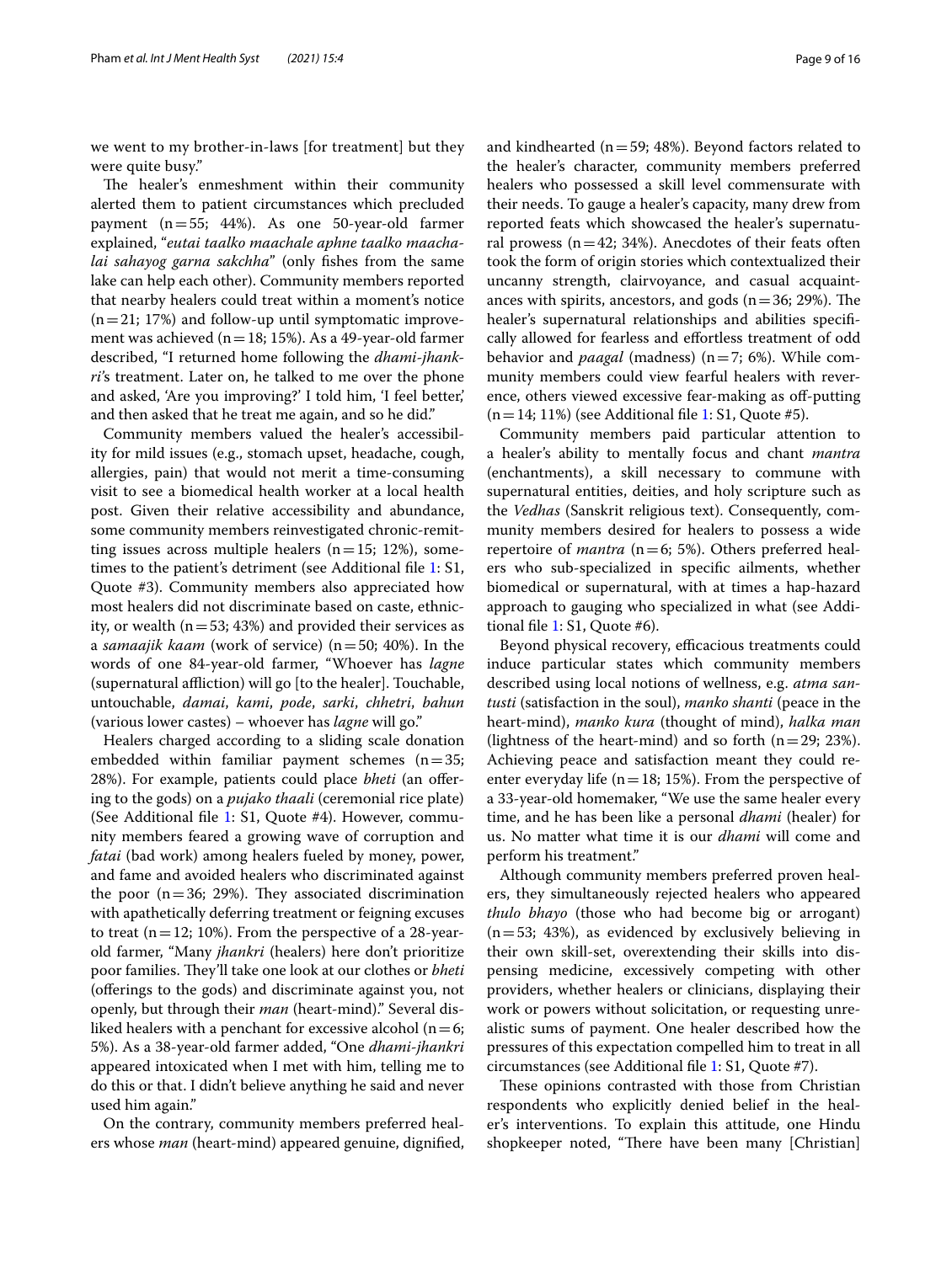we went to my brother-in-laws [for treatment] but they were quite busy."

The healer's enmeshment within their community alerted them to patient circumstances which precluded payment (n = 55; 44%). As one 50-year-old farmer explained, "*eutai taalko maachale aphne taalko maachalai sahayog garna sakchha*" (only fishes from the same lake can help each other). Community members reported that nearby healers could treat within a moment's notice (n = 21; 17%) and follow-up until symptomatic improvement was achieved (n = 18; 15%). As a 49-year-old farmer described, "I returned home following the *dhami-jhankri*'s treatment. Later on, he talked to me over the phone and asked, 'Are you improving?' I told him, 'I feel better,' and then asked that he treat me again, and so he did."

Community members valued the healer's accessibility for mild issues (e.g., stomach upset, headache, cough, allergies, pain) that would not merit a time-consuming visit to see a biomedical health worker at a local health post. Given their relative accessibility and abundance, some community members reinvestigated chronic-remitting issues across multiple healers (n = 15; 12%), sometimes to the patient's detriment (see Additional file 1: S1, Quote #3). Community members also appreciated how most healers did not discriminate based on caste, ethnicity, or wealth (n = 53; 43%) and provided their services as a *samaajik kaam* (work of service) (n = 50; 40%). In the words of one 84-year-old farmer, "Whoever has *lagne* (supernatural affliction) will go [to the healer]. Touchable, untouchable, *damai*, *kami*, *pode*, *sarki*, *chhetri*, *bahun* (various lower castes) – whoever has *lagne* will go."

Healers charged according to a sliding scale donation embedded within familiar payment schemes (n = 35; 28%). For example, patients could place *bheti* (an offering to the gods) on a *pujako thaali* (ceremonial rice plate) (See Additional file 1: S1, Quote #4). However, community members feared a growing wave of corruption and *fatai* (bad work) among healers fueled by money, power, and fame and avoided healers who discriminated against the poor (n = 36; 29%). They associated discrimination with apathetically deferring treatment or feigning excuses to treat (n = 12; 10%). From the perspective of a 28-year-old farmer, "Many *jhankri* (healers) here don't prioritize poor families. They'll take one look at our clothes or *bheti* (offerings to the gods) and discriminate against you, not openly, but through their *man* (heart-mind)." Several disliked healers with a penchant for excessive alcohol (n = 6; 5%). As a 38-year-old farmer added, "One *dhami-jhankri* appeared intoxicated when I met with him, telling me to do this or that. I didn't believe anything he said and never used him again."

On the contrary, community members preferred healers whose *man* (heart-mind) appeared genuine, dignified, and kindhearted (n = 59; 48%). Beyond factors related to the healer's character, community members preferred healers who possessed a skill level commensurate with their needs. To gauge a healer's capacity, many drew from reported feats which showcased the healer's supernatural prowess (n = 42; 34%). Anecdotes of their feats often took the form of origin stories which contextualized their uncanny strength, clairvoyance, and casual acquaintances with spirits, ancestors, and gods (n = 36; 29%). The healer's supernatural relationships and abilities specifically allowed for fearless and effortless treatment of odd behavior and *paagal* (madness) (n = 7; 6%). While community members could view fearful healers with reverence, others viewed excessive fear-making as off-putting (n = 14; 11%) (see Additional file 1: S1, Quote #5).

Community members paid particular attention to a healer's ability to mentally focus and chant *mantra* (enchantments), a skill necessary to commune with supernatural entities, deities, and holy scripture such as the *Vedhas* (Sanskrit religious text). Consequently, community members desired for healers to possess a wide repertoire of *mantra* (n = 6; 5%). Others preferred healers who sub-specialized in specific ailments, whether biomedical or supernatural, with at times a hap-hazard approach to gauging who specialized in what (see Additional file 1: S1, Quote #6).

Beyond physical recovery, efficacious treatments could induce particular states which community members described using local notions of wellness, e.g. *atma santusti* (satisfaction in the soul), *manko shanti* (peace in the heart-mind), *manko kura* (thought of mind), *halka man* (lightness of the heart-mind) and so forth (n = 29; 23%). Achieving peace and satisfaction meant they could re-enter everyday life (n = 18; 15%). From the perspective of a 33-year-old homemaker, "We use the same healer every time, and he has been like a personal *dhami* (healer) for us. No matter what time it is our *dhami* will come and perform his treatment."

Although community members preferred proven healers, they simultaneously rejected healers who appeared *thulo bhayo* (those who had become big or arrogant) (n = 53; 43%), as evidenced by exclusively believing in their own skill-set, overextending their skills into dispensing medicine, excessively competing with other providers, whether healers or clinicians, displaying their work or powers without solicitation, or requesting unrealistic sums of payment. One healer described how the pressures of this expectation compelled him to treat in all circumstances (see Additional file 1: S1, Quote #7).

These opinions contrasted with those from Christian respondents who explicitly denied belief in the healer's interventions. To explain this attitude, one Hindu shopkeeper noted, "There have been many [Christian]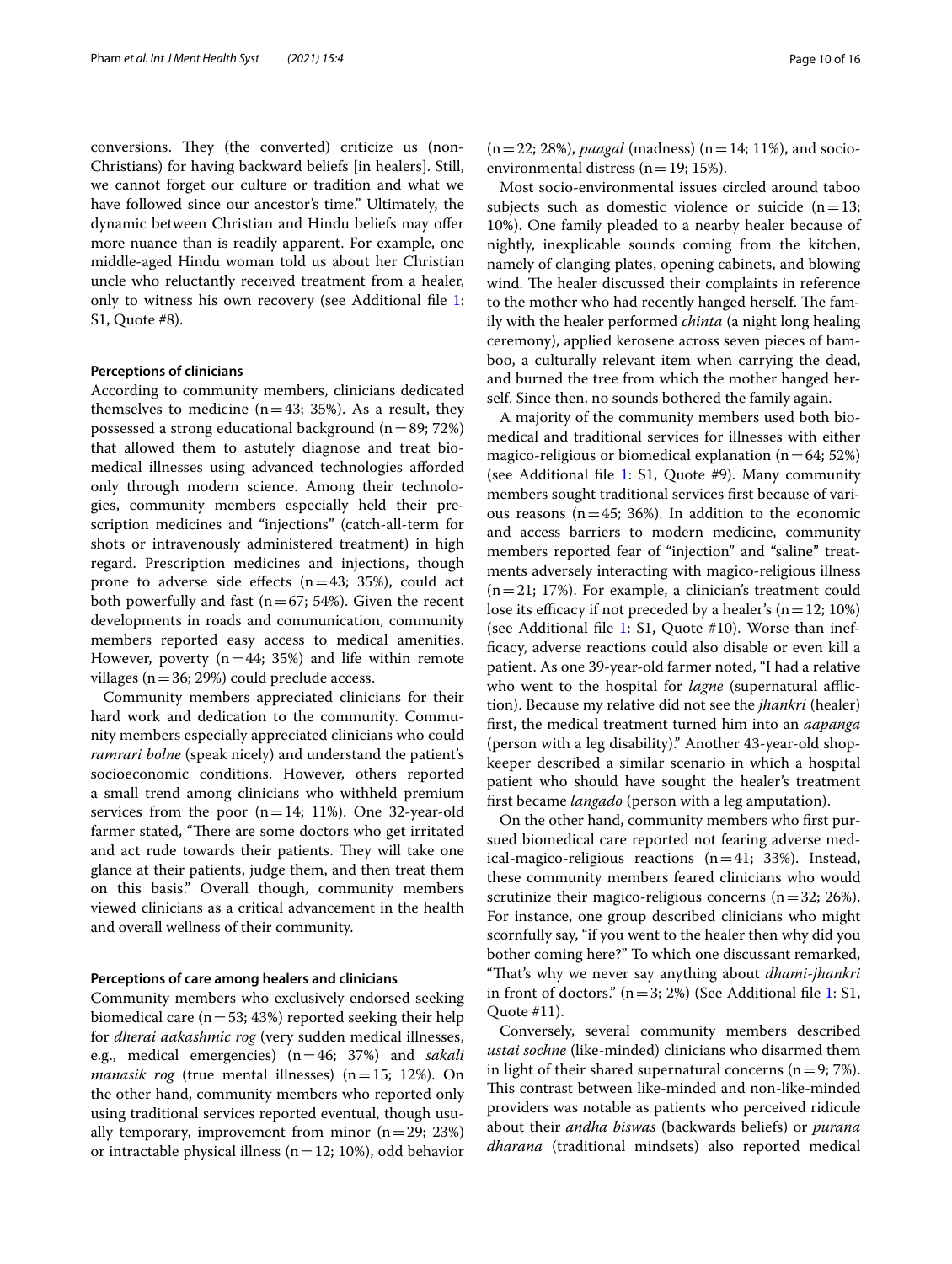conversions. They (the converted) criticize us (non-Christians) for having backward beliefs [in healers]. Still, we cannot forget our culture or tradition and what we have followed since our ancestor's time." Ultimately, the dynamic between Christian and Hindu beliefs may offer more nuance than is readily apparent. For example, one middle-aged Hindu woman told us about her Christian uncle who reluctantly received treatment from a healer, only to witness his own recovery (see Additional file 1: S1, Quote #8).

#### Perceptions of clinicians

According to community members, clinicians dedicated themselves to medicine (n = 43; 35%). As a result, they possessed a strong educational background (n = 89; 72%) that allowed them to astutely diagnose and treat biomedical illnesses using advanced technologies afforded only through modern science. Among their technologies, community members especially held their prescription medicines and "injections" (catch-all-term for shots or intravenously administered treatment) in high regard. Prescription medicines and injections, though prone to adverse side effects (n = 43; 35%), could act both powerfully and fast (n = 67; 54%). Given the recent developments in roads and communication, community members reported easy access to medical amenities. However, poverty (n = 44; 35%) and life within remote villages (n = 36; 29%) could preclude access.

Community members appreciated clinicians for their hard work and dedication to the community. Community members especially appreciated clinicians who could *ramrari bolne* (speak nicely) and understand the patient's socioeconomic conditions. However, others reported a small trend among clinicians who withheld premium services from the poor (n = 14; 11%). One 32-year-old farmer stated, "There are some doctors who get irritated and act rude towards their patients. They will take one glance at their patients, judge them, and then treat them on this basis." Overall though, community members viewed clinicians as a critical advancement in the health and overall wellness of their community.

#### Perceptions of care among healers and clinicians

Community members who exclusively endorsed seeking biomedical care (n = 53; 43%) reported seeking their help for *dherai aakashmic rog* (very sudden medical illnesses, e.g., medical emergencies) (n = 46; 37%) and *sakali manasik rog* (true mental illnesses) (n = 15; 12%). On the other hand, community members who reported only using traditional services reported eventual, though usually temporary, improvement from minor (n = 29; 23%) or intractable physical illness (n = 12; 10%), odd behavior (n = 22; 28%), *paagal* (madness) (n = 14; 11%), and socio-environmental distress (n = 19; 15%).

Most socio-environmental issues circled around taboo subjects such as domestic violence or suicide (n = 13; 10%). One family pleaded to a nearby healer because of nightly, inexplicable sounds coming from the kitchen, namely of clanging plates, opening cabinets, and blowing wind. The healer discussed their complaints in reference to the mother who had recently hanged herself. The family with the healer performed *chinta* (a night long healing ceremony), applied kerosene across seven pieces of bamboo, a culturally relevant item when carrying the dead, and burned the tree from which the mother hanged herself. Since then, no sounds bothered the family again.

A majority of the community members used both biomedical and traditional services for illnesses with either magico-religious or biomedical explanation (n = 64; 52%) (see Additional file 1: S1, Quote #9). Many community members sought traditional services first because of various reasons (n = 45; 36%). In addition to the economic and access barriers to modern medicine, community members reported fear of "injection" and "saline" treatments adversely interacting with magico-religious illness (n = 21; 17%). For example, a clinician's treatment could lose its efficacy if not preceded by a healer's (n = 12; 10%) (see Additional file 1: S1, Quote #10). Worse than inefficacy, adverse reactions could also disable or even kill a patient. As one 39-year-old farmer noted, "I had a relative who went to the hospital for *lagne* (supernatural affliction). Because my relative did not see the *jhankri* (healer) first, the medical treatment turned him into an *aapanga* (person with a leg disability)." Another 43-year-old shopkeeper described a similar scenario in which a hospital patient who should have sought the healer's treatment first became *langado* (person with a leg amputation).

On the other hand, community members who first pursued biomedical care reported not fearing adverse medical-magico-religious reactions (n = 41; 33%). Instead, these community members feared clinicians who would scrutinize their magico-religious concerns (n = 32; 26%). For instance, one group described clinicians who might scornfully say, "if you went to the healer then why did you bother coming here?" To which one discussant remarked, "That's why we never say anything about *dhami-jhankri* in front of doctors." (n = 3; 2%) (See Additional file 1: S1, Quote #11).

Conversely, several community members described *ustai sochne* (like-minded) clinicians who disarmed them in light of their shared supernatural concerns (n = 9; 7%). This contrast between like-minded and non-like-minded providers was notable as patients who perceived ridicule about their *andha biswas* (backwards beliefs) or *purana dharana* (traditional mindsets) also reported medical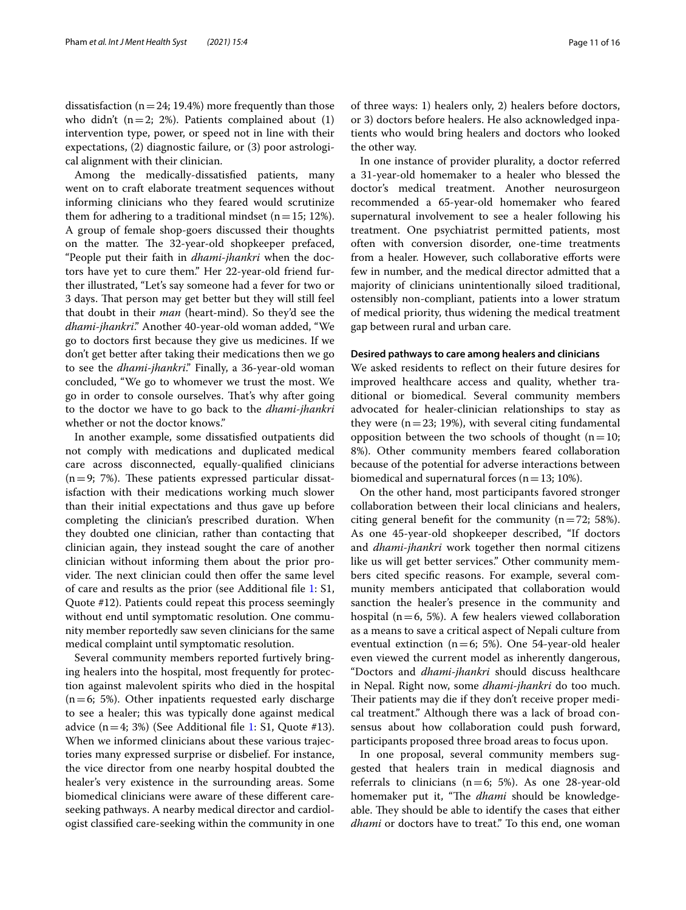dissatisfaction (n = 24; 19.4%) more frequently than those who didn't (n = 2; 2%). Patients complained about (1) intervention type, power, or speed not in line with their expectations, (2) diagnostic failure, or (3) poor astrological alignment with their clinician.

Among the medically-dissatisfied patients, many went on to craft elaborate treatment sequences without informing clinicians who they feared would scrutinize them for adhering to a traditional mindset (n = 15; 12%). A group of female shop-goers discussed their thoughts on the matter. The 32-year-old shopkeeper prefaced, "People put their faith in *dhami-jhankri* when the doctors have yet to cure them." Her 22-year-old friend further illustrated, "Let's say someone had a fever for two or 3 days. That person may get better but they will still feel that doubt in their *man* (heart-mind). So they'd see the *dhami-jhankri*." Another 40-year-old woman added, "We go to doctors first because they give us medicines. If we don't get better after taking their medications then we go to see the *dhami-jhankri*." Finally, a 36-year-old woman concluded, "We go to whomever we trust the most. We go in order to console ourselves. That's why after going to the doctor we have to go back to the *dhami-jhankri* whether or not the doctor knows."

In another example, some dissatisfied outpatients did not comply with medications and duplicated medical care across disconnected, equally-qualified clinicians (n = 9; 7%). These patients expressed particular dissatisfaction with their medications working much slower than their initial expectations and thus gave up before completing the clinician's prescribed duration. When they doubted one clinician, rather than contacting that clinician again, they instead sought the care of another clinician without informing them about the prior provider. The next clinician could then offer the same level of care and results as the prior (see Additional file 1: S1, Quote #12). Patients could repeat this process seemingly without end until symptomatic resolution. One community member reportedly saw seven clinicians for the same medical complaint until symptomatic resolution.

Several community members reported furtively bringing healers into the hospital, most frequently for protection against malevolent spirits who died in the hospital (n = 6; 5%). Other inpatients requested early discharge to see a healer; this was typically done against medical advice (n = 4; 3%) (See Additional file 1: S1, Quote #13). When we informed clinicians about these various trajectories many expressed surprise or disbelief. For instance, the vice director from one nearby hospital doubted the healer's very existence in the surrounding areas. Some biomedical clinicians were aware of these different care-seeking pathways. A nearby medical director and cardiologist classified care-seeking within the community in one of three ways: 1) healers only, 2) healers before doctors, or 3) doctors before healers. He also acknowledged inpatients who would bring healers and doctors who looked the other way.

In one instance of provider plurality, a doctor referred a 31-year-old homemaker to a healer who blessed the doctor's medical treatment. Another neurosurgeon recommended a 65-year-old homemaker who feared supernatural involvement to see a healer following his treatment. One psychiatrist permitted patients, most often with conversion disorder, one-time treatments from a healer. However, such collaborative efforts were few in number, and the medical director admitted that a majority of clinicians unintentionally siloed traditional, ostensibly non-compliant, patients into a lower stratum of medical priority, thus widening the medical treatment gap between rural and urban care.

#### Desired pathways to care among healers and clinicians

We asked residents to reflect on their future desires for improved healthcare access and quality, whether traditional or biomedical. Several community members advocated for healer-clinician relationships to stay as they were (n = 23; 19%), with several citing fundamental opposition between the two schools of thought (n = 10; 8%). Other community members feared collaboration because of the potential for adverse interactions between biomedical and supernatural forces (n = 13; 10%).

On the other hand, most participants favored stronger collaboration between their local clinicians and healers, citing general benefit for the community (n = 72; 58%). As one 45-year-old shopkeeper described, "If doctors and *dhami-jhankri* work together then normal citizens like us will get better services." Other community members cited specific reasons. For example, several community members anticipated that collaboration would sanction the healer's presence in the community and hospital (n = 6, 5%). A few healers viewed collaboration as a means to save a critical aspect of Nepali culture from eventual extinction (n = 6; 5%). One 54-year-old healer even viewed the current model as inherently dangerous, "Doctors and *dhami-jhankri* should discuss healthcare in Nepal. Right now, some *dhami-jhankri* do too much. Their patients may die if they don't receive proper medical treatment." Although there was a lack of broad consensus about how collaboration could push forward, participants proposed three broad areas to focus upon.

In one proposal, several community members suggested that healers train in medical diagnosis and referrals to clinicians (n = 6; 5%). As one 28-year-old homemaker put it, "The *dhami* should be knowledgeable. They should be able to identify the cases that either *dhami* or doctors have to treat." To this end, one woman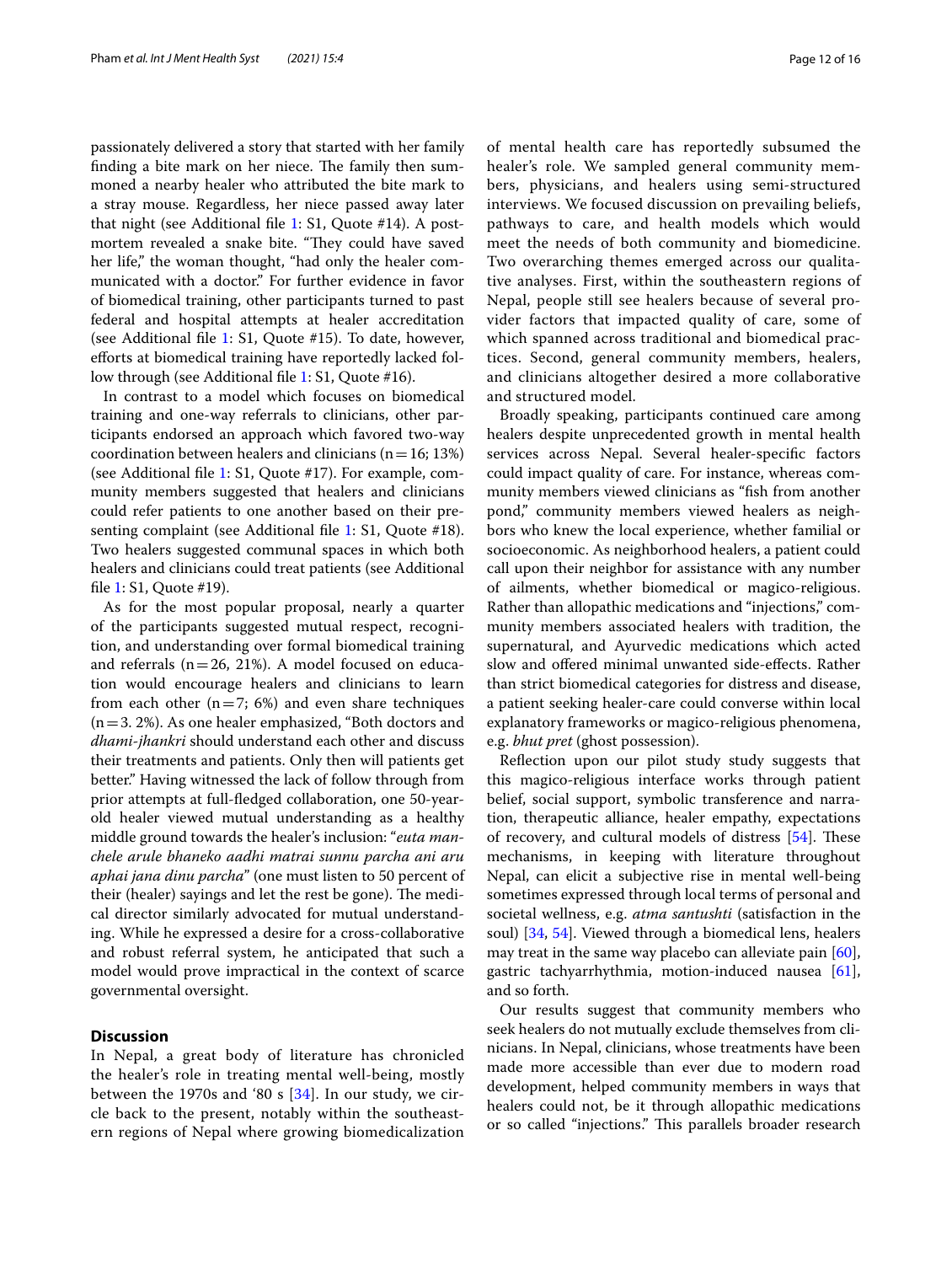passionately delivered a story that started with her family finding a bite mark on her niece. The family then summoned a nearby healer who attributed the bite mark to a stray mouse. Regardless, her niece passed away later that night (see Additional file 1: S1, Quote #14). A post-mortem revealed a snake bite. "They could have saved her life," the woman thought, "had only the healer communicated with a doctor." For further evidence in favor of biomedical training, other participants turned to past federal and hospital attempts at healer accreditation (see Additional file 1: S1, Quote #15). To date, however, efforts at biomedical training have reportedly lacked follow through (see Additional file 1: S1, Quote #16).

In contrast to a model which focuses on biomedical training and one-way referrals to clinicians, other participants endorsed an approach which favored two-way coordination between healers and clinicians (n = 16; 13%) (see Additional file 1: S1, Quote #17). For example, community members suggested that healers and clinicians could refer patients to one another based on their presenting complaint (see Additional file 1: S1, Quote #18). Two healers suggested communal spaces in which both healers and clinicians could treat patients (see Additional file 1: S1, Quote #19).

As for the most popular proposal, nearly a quarter of the participants suggested mutual respect, recognition, and understanding over formal biomedical training and referrals (n = 26, 21%). A model focused on education would encourage healers and clinicians to learn from each other (n = 7; 6%) and even share techniques (n = 3. 2%). As one healer emphasized, "Both doctors and *dhami-jhankri* should understand each other and discuss their treatments and patients. Only then will patients get better." Having witnessed the lack of follow through from prior attempts at full-fledged collaboration, one 50-year-old healer viewed mutual understanding as a healthy middle ground towards the healer's inclusion: "*euta manchele arule bhaneko aadhi matrai sunnu parcha ani aru aphai jana dinu parcha*" (one must listen to 50 percent of their (healer) sayings and let the rest be gone). The medical director similarly advocated for mutual understanding. While he expressed a desire for a cross-collaborative and robust referral system, he anticipated that such a model would prove impractical in the context of scarce governmental oversight.

## Discussion

In Nepal, a great body of literature has chronicled the healer's role in treating mental well-being, mostly between the 1970s and '80 s [34]. In our study, we circle back to the present, notably within the southeastern regions of Nepal where growing biomedicalization of mental health care has reportedly subsumed the healer's role. We sampled general community members, physicians, and healers using semi-structured interviews. We focused discussion on prevailing beliefs, pathways to care, and health models which would meet the needs of both community and biomedicine. Two overarching themes emerged across our qualitative analyses. First, within the southeastern regions of Nepal, people still see healers because of several provider factors that impacted quality of care, some of which spanned across traditional and biomedical practices. Second, general community members, healers, and clinicians altogether desired a more collaborative and structured model.

Broadly speaking, participants continued care among healers despite unprecedented growth in mental health services across Nepal. Several healer-specific factors could impact quality of care. For instance, whereas community members viewed clinicians as "fish from another pond," community members viewed healers as neighbors who knew the local experience, whether familial or socioeconomic. As neighborhood healers, a patient could call upon their neighbor for assistance with any number of ailments, whether biomedical or magico-religious. Rather than allopathic medications and "injections," community members associated healers with tradition, the supernatural, and Ayurvedic medications which acted slow and offered minimal unwanted side-effects. Rather than strict biomedical categories for distress and disease, a patient seeking healer-care could converse within local explanatory frameworks or magico-religious phenomena, e.g. *bhut pret* (ghost possession).

Reflection upon our pilot study study suggests that this magico-religious interface works through patient belief, social support, symbolic transference and narration, therapeutic alliance, healer empathy, expectations of recovery, and cultural models of distress [54]. These mechanisms, in keeping with literature throughout Nepal, can elicit a subjective rise in mental well-being sometimes expressed through local terms of personal and societal wellness, e.g. *atma santushti* (satisfaction in the soul) [34, 54]. Viewed through a biomedical lens, healers may treat in the same way placebo can alleviate pain [60], gastric tachyarrhythmia, motion-induced nausea [61], and so forth.

Our results suggest that community members who seek healers do not mutually exclude themselves from clinicians. In Nepal, clinicians, whose treatments have been made more accessible than ever due to modern road development, helped community members in ways that healers could not, be it through allopathic medications or so called "injections." This parallels broader research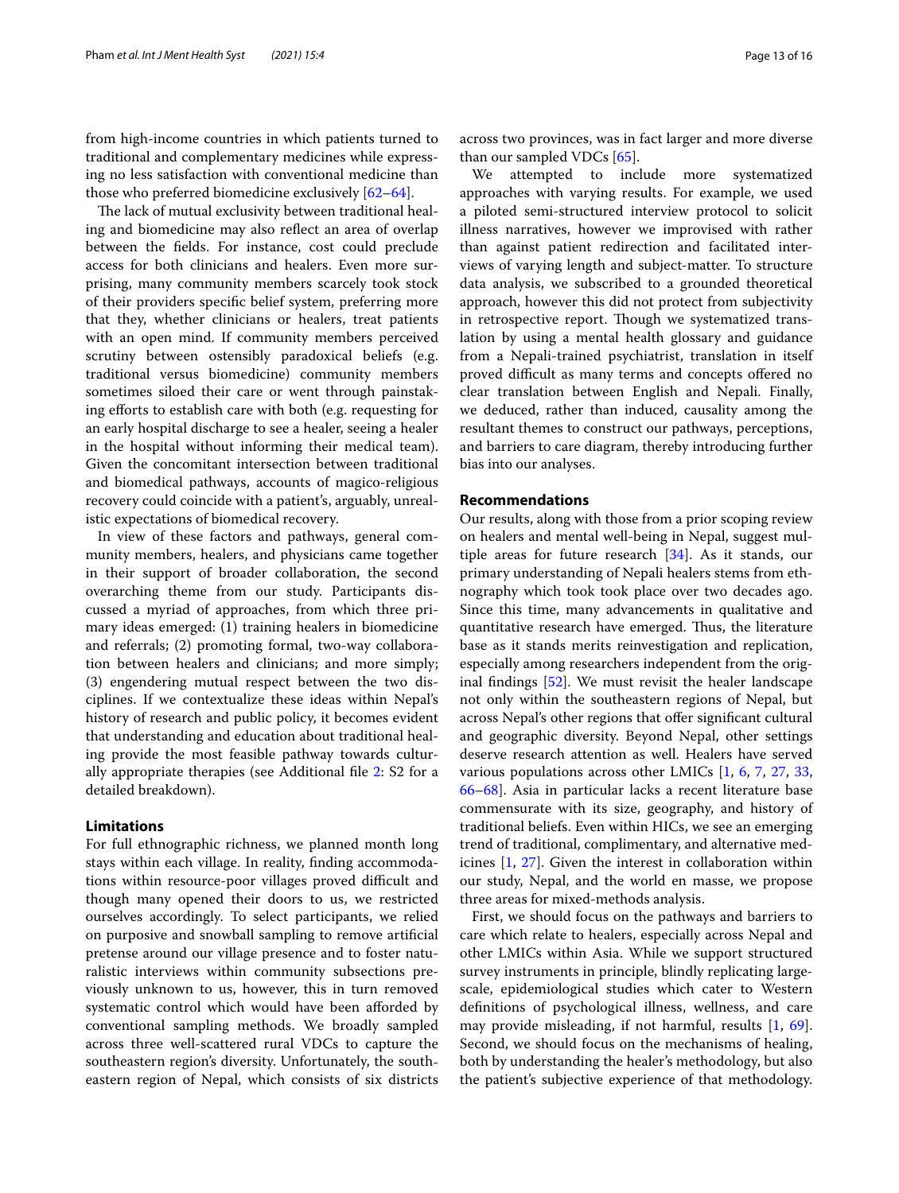from high-income countries in which patients turned to traditional and complementary medicines while expressing no less satisfaction with conventional medicine than those who preferred biomedicine exclusively [62–64].

The lack of mutual exclusivity between traditional healing and biomedicine may also reflect an area of overlap between the fields. For instance, cost could preclude access for both clinicians and healers. Even more surprising, many community members scarcely took stock of their providers specific belief system, preferring more that they, whether clinicians or healers, treat patients with an open mind. If community members perceived scrutiny between ostensibly paradoxical beliefs (e.g. traditional versus biomedicine) community members sometimes siloed their care or went through painstaking efforts to establish care with both (e.g. requesting for an early hospital discharge to see a healer, seeing a healer in the hospital without informing their medical team). Given the concomitant intersection between traditional and biomedical pathways, accounts of magico-religious recovery could coincide with a patient's, arguably, unrealistic expectations of biomedical recovery.

In view of these factors and pathways, general community members, healers, and physicians came together in their support of broader collaboration, the second overarching theme from our study. Participants discussed a myriad of approaches, from which three primary ideas emerged: (1) training healers in biomedicine and referrals; (2) promoting formal, two-way collaboration between healers and clinicians; and more simply; (3) engendering mutual respect between the two disciplines. If we contextualize these ideas within Nepal's history of research and public policy, it becomes evident that understanding and education about traditional healing provide the most feasible pathway towards culturally appropriate therapies (see Additional file 2: S2 for a detailed breakdown).

## Limitations

For full ethnographic richness, we planned month long stays within each village. In reality, finding accommodations within resource-poor villages proved difficult and though many opened their doors to us, we restricted ourselves accordingly. To select participants, we relied on purposive and snowball sampling to remove artificial pretense around our village presence and to foster naturalistic interviews within community subsections previously unknown to us, however, this in turn removed systematic control which would have been afforded by conventional sampling methods. We broadly sampled across three well-scattered rural VDCs to capture the southeastern region's diversity. Unfortunately, the southeastern region of Nepal, which consists of six districts across two provinces, was in fact larger and more diverse than our sampled VDCs [65].

We attempted to include more systematized approaches with varying results. For example, we used a piloted semi-structured interview protocol to solicit illness narratives, however we improvised with rather than against patient redirection and facilitated interviews of varying length and subject-matter. To structure data analysis, we subscribed to a grounded theoretical approach, however this did not protect from subjectivity in retrospective report. Though we systematized translation by using a mental health glossary and guidance from a Nepali-trained psychiatrist, translation in itself proved difficult as many terms and concepts offered no clear translation between English and Nepali. Finally, we deduced, rather than induced, causality among the resultant themes to construct our pathways, perceptions, and barriers to care diagram, thereby introducing further bias into our analyses.

## Recommendations

Our results, along with those from a prior scoping review on healers and mental well-being in Nepal, suggest multiple areas for future research [34]. As it stands, our primary understanding of Nepali healers stems from ethnography which took took place over two decades ago. Since this time, many advancements in qualitative and quantitative research have emerged. Thus, the literature base as it stands merits reinvestigation and replication, especially among researchers independent from the original findings [52]. We must revisit the healer landscape not only within the southeastern regions of Nepal, but across Nepal's other regions that offer significant cultural and geographic diversity. Beyond Nepal, other settings deserve research attention as well. Healers have served various populations across other LMICs [1, 6, 7, 27, 33, 66–68]. Asia in particular lacks a recent literature base commensurate with its size, geography, and history of traditional beliefs. Even within HICs, we see an emerging trend of traditional, complimentary, and alternative medicines [1, 27]. Given the interest in collaboration within our study, Nepal, and the world en masse, we propose three areas for mixed-methods analysis.

First, we should focus on the pathways and barriers to care which relate to healers, especially across Nepal and other LMICs within Asia. While we support structured survey instruments in principle, blindly replicating large-scale, epidemiological studies which cater to Western definitions of psychological illness, wellness, and care may provide misleading, if not harmful, results [1, 69]. Second, we should focus on the mechanisms of healing, both by understanding the healer's methodology, but also the patient's subjective experience of that methodology.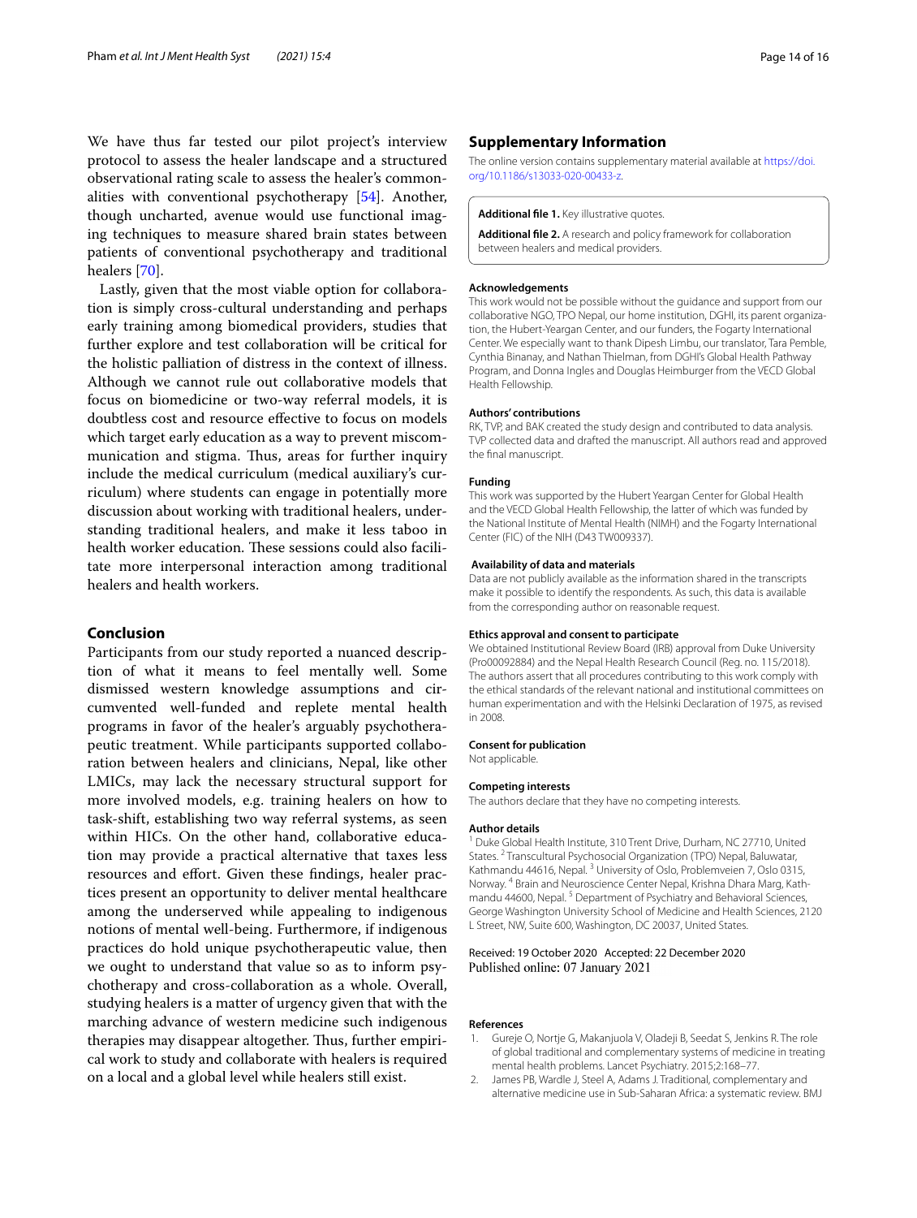We have thus far tested our pilot project's interview protocol to assess the healer landscape and a structured observational rating scale to assess the healer's commonalities with conventional psychotherapy [54]. Another, though uncharted, avenue would use functional imaging techniques to measure shared brain states between patients of conventional psychotherapy and traditional healers [70].

Lastly, given that the most viable option for collaboration is simply cross-cultural understanding and perhaps early training among biomedical providers, studies that further explore and test collaboration will be critical for the holistic palliation of distress in the context of illness. Although we cannot rule out collaborative models that focus on biomedicine or two-way referral models, it is doubtless cost and resource effective to focus on models which target early education as a way to prevent miscommunication and stigma. Thus, areas for further inquiry include the medical curriculum (medical auxiliary's curriculum) where students can engage in potentially more discussion about working with traditional healers, understanding traditional healers, and make it less taboo in health worker education. These sessions could also facilitate more interpersonal interaction among traditional healers and health workers.

## Conclusion

Participants from our study reported a nuanced description of what it means to feel mentally well. Some dismissed western knowledge assumptions and circumvented well-funded and replete mental health programs in favor of the healer's arguably psychotherapeutic treatment. While participants supported collaboration between healers and clinicians, Nepal, like other LMICs, may lack the necessary structural support for more involved models, e.g. training healers on how to task-shift, establishing two way referral systems, as seen within HICs. On the other hand, collaborative education may provide a practical alternative that taxes less resources and effort. Given these findings, healer practices present an opportunity to deliver mental healthcare among the underserved while appealing to indigenous notions of mental well-being. Furthermore, if indigenous practices do hold unique psychotherapeutic value, then we ought to understand that value so as to inform psychotherapy and cross-collaboration as a whole. Overall, studying healers is a matter of urgency given that with the marching advance of western medicine such indigenous therapies may disappear altogether. Thus, further empirical work to study and collaborate with healers is required on a local and a global level while healers still exist.

## Supplementary Information

The online version contains supplementary material available at https://doi.org/10.1186/s13033-020-00433-z.

**Additional file 1.** Key illustrative quotes.

**Additional file 2.** A research and policy framework for collaboration between healers and medical providers.

#### Acknowledgements

This work would not be possible without the guidance and support from our collaborative NGO, TPO Nepal, our home institution, DGHI, its parent organization, the Hubert-Yeargan Center, and our funders, the Fogarty International Center. We especially want to thank Dipesh Limbu, our translator, Tara Pemble, Cynthia Binanay, and Nathan Thielman, from DGHI's Global Health Pathway Program, and Donna Ingles and Douglas Heimburger from the VECD Global Health Fellowship.

#### Authors' contributions

RK, TVP, and BAK created the study design and contributed to data analysis. TVP collected data and drafted the manuscript. All authors read and approved the final manuscript.

#### Funding

This work was supported by the Hubert Yeargan Center for Global Health and the VECD Global Health Fellowship, the latter of which was funded by the National Institute of Mental Health (NIMH) and the Fogarty International Center (FIC) of the NIH (D43 TW009337).

#### Availability of data and materials

Data are not publicly available as the information shared in the transcripts make it possible to identify the respondents. As such, this data is available from the corresponding author on reasonable request.

#### Ethics approval and consent to participate

We obtained Institutional Review Board (IRB) approval from Duke University (Pro00092884) and the Nepal Health Research Council (Reg. no. 115/2018). The authors assert that all procedures contributing to this work comply with the ethical standards of the relevant national and institutional committees on human experimentation and with the Helsinki Declaration of 1975, as revised in 2008.

#### Consent for publication

Not applicable.

#### Competing interests

The authors declare that they have no competing interests.

#### Author details

[1] Duke Global Health Institute, 310 Trent Drive, Durham, NC 27710, United States. [2] Transcultural Psychosocial Organization (TPO) Nepal, Baluwatar, Kathmandu 44616, Nepal. [3] University of Oslo, Problemveien 7, Oslo 0315, Norway. [4] Brain and Neuroscience Center Nepal, Krishna Dhara Marg, Kathmandu 44600, Nepal. [5] Department of Psychiatry and Behavioral Sciences, George Washington University School of Medicine and Health Sciences, 2120 L Street, NW, Suite 600, Washington, DC 20037, United States.

Received: 19 October 2020 Accepted: 22 December 2020
Published online: 07 January 2021

#### References

1. Gureje O, Nortje G, Makanjuola V, Oladeji B, Seedat S, Jenkins R. The role of global traditional and complementary systems of medicine in treating mental health problems. Lancet Psychiatry. 2015;2:168–77.
2. James PB, Wardle J, Steel A, Adams J. Traditional, complementary and alternative medicine use in Sub-Saharan Africa: a systematic review. BMJ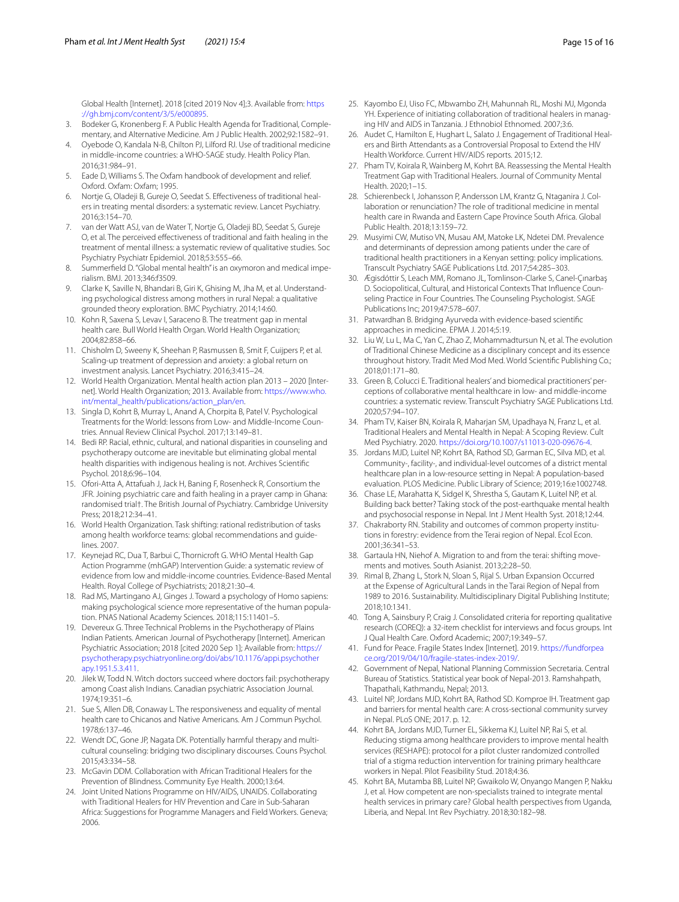Global Health [Internet]. 2018 [cited 2019 Nov 4];3. Available from: https://gh.bmj.com/content/3/5/e000895.

3. Bodeker G, Kronenberg F. A Public Health Agenda for Traditional, Complementary, and Alternative Medicine. Am J Public Health. 2002;92:1582–91.
4. Oyebode O, Kandala N-B, Chilton PJ, Lilford RJ. Use of traditional medicine in middle-income countries: a WHO-SAGE study. Health Policy Plan. 2016;31:984–91.
5. Eade D, Williams S. The Oxfam handbook of development and relief. Oxford. Oxfam: Oxfam; 1995.
6. Nortje G, Oladeji B, Gureje O, Seedat S. Effectiveness of traditional healers in treating mental disorders: a systematic review. Lancet Psychiatry. 2016;3:154–70.
7. van der Watt ASJ, van de Water T, Nortje G, Oladeji BD, Seedat S, Gureje O, et al. The perceived effectiveness of traditional and faith healing in the treatment of mental illness: a systematic review of qualitative studies. Soc Psychiatry Psychiatr Epidemiol. 2018;53:555–66.
8. Summerfield D. "Global mental health" is an oxymoron and medical imperialism. BMJ. 2013;346:f3509.
9. Clarke K, Saville N, Bhandari B, Giri K, Ghising M, Jha M, et al. Understanding psychological distress among mothers in rural Nepal: a qualitative grounded theory exploration. BMC Psychiatry. 2014;14:60.
10. Kohn R, Saxena S, Levav I, Saraceno B. The treatment gap in mental health care. Bull World Health Organ. World Health Organization; 2004;82:858–66.
11. Chisholm D, Sweeny K, Sheehan P, Rasmussen B, Smit F, Cuijpers P, et al. Scaling-up treatment of depression and anxiety: a global return on investment analysis. Lancet Psychiatry. 2016;3:415–24.
12. World Health Organization. Mental health action plan 2013 – 2020 [Internet]. World Health Organization; 2013. Available from: https://www.who.int/mental_health/publications/action_plan/en.
13. Singla D, Kohrt B, Murray L, Anand A, Chorpita B, Patel V. Psychological Treatments for the World: lessons from Low- and Middle-Income Countries. Annual Review Clinical Psychol. 2017;13:149–81.
14. Bedi RP. Racial, ethnic, cultural, and national disparities in counseling and psychotherapy outcome are inevitable but eliminating global mental health disparities with indigenous healing is not. Archives Scientific Psychol. 2018;6:96–104.
15. Ofori-Atta A, Attafuah J, Jack H, Baning F, Rosenheck R, Consortium the JFR. Joining psychiatric care and faith healing in a prayer camp in Ghana: randomised trial†. The British Journal of Psychiatry. Cambridge University Press; 2018;212:34–41.
16. World Health Organization. Task shifting: rational redistribution of tasks among health workforce teams: global recommendations and guidelines. 2007.
17. Keynejad RC, Dua T, Barbui C, Thornicroft G. WHO Mental Health Gap Action Programme (mhGAP) Intervention Guide: a systematic review of evidence from low and middle-income countries. Evidence-Based Mental Health. Royal College of Psychiatrists; 2018;21:30–4.
18. Rad MS, Martingano AJ, Ginges J. Toward a psychology of Homo sapiens: making psychological science more representative of the human population. PNAS National Academy Sciences. 2018;115:11401–5.
19. Devereux G. Three Technical Problems in the Psychotherapy of Plains Indian Patients. American Journal of Psychotherapy [Internet]. American Psychiatric Association; 2018 [cited 2020 Sep 1]; Available from: https://psychotherapy.psychiatryonline.org/doi/abs/10.1176/appi.psychotherapy.1951.5.3.411.
20. Jilek W, Todd N. Witch doctors succeed where doctors fail: psychotherapy among Coast alish Indians. Canadian psychiatric Association Journal. 1974;19:351–6.
21. Sue S, Allen DB, Conaway L. The responsiveness and equality of mental health care to Chicanos and Native Americans. Am J Commun Psychol. 1978;6:137–46.
22. Wendt DC, Gone JP, Nagata DK. Potentially harmful therapy and multicultural counseling: bridging two disciplinary discourses. Couns Psychol. 2015;43:334–58.
23. McGavin DDM. Collaboration with African Traditional Healers for the Prevention of Blindness. Community Eye Health. 2000;13:64.
24. Joint United Nations Programme on HIV/AIDS, UNAIDS. Collaborating with Traditional Healers for HIV Prevention and Care in Sub-Saharan Africa: Suggestions for Programme Managers and Field Workers. Geneva; 2006.
25. Kayombo EJ, Uiso FC, Mbwambo ZH, Mahunnah RL, Moshi MJ, Mgonda YH. Experience of initiating collaboration of traditional healers in managing HIV and AIDS in Tanzania. J Ethnobiol Ethnomed. 2007;3:6.
26. Audet C, Hamilton E, Hughart L, Salato J. Engagement of Traditional Healers and Birth Attendants as a Controversial Proposal to Extend the HIV Health Workforce. Current HIV/AIDS reports. 2015;12.
27. Pham TV, Koirala R, Wainberg M, Kohrt BA. Reassessing the Mental Health Treatment Gap with Traditional Healers. Journal of Community Mental Health. 2020;1–15.
28. Schierenbeck I, Johansson P, Andersson LM, Krantz G, Ntaganira J. Collaboration or renunciation? The role of traditional medicine in mental health care in Rwanda and Eastern Cape Province South Africa. Global Public Health. 2018;13:159–72.
29. Musyimi CW, Mutiso VN, Musau AM, Matoke LK, Ndetei DM. Prevalence and determinants of depression among patients under the care of traditional health practitioners in a Kenyan setting: policy implications. Transcult Psychiatry SAGE Publications Ltd. 2017;54:285–303.
30. Ægisdóttir S, Leach MM, Romano JL, Tomlinson-Clarke S, Canel-Çınarbaş D. Sociopolitical, Cultural, and Historical Contexts That Influence Counseling Practice in Four Countries. The Counseling Psychologist. SAGE Publications Inc; 2019;47:578–607.
31. Patwardhan B. Bridging Ayurveda with evidence-based scientific approaches in medicine. EPMA J. 2014;5:19.
32. Liu W, Lu L, Ma C, Yan C, Zhao Z, Mohammadtursun N, et al. The evolution of Traditional Chinese Medicine as a disciplinary concept and its essence throughout history. Tradit Med Mod Med. World Scientific Publishing Co.; 2018;01:171–80.
33. Green B, Colucci E. Traditional healers' and biomedical practitioners' perceptions of collaborative mental healthcare in low- and middle-income countries: a systematic review. Transcult Psychiatry SAGE Publications Ltd. 2020;57:94–107.
34. Pham TV, Kaiser BN, Koirala R, Maharjan SM, Upadhaya N, Franz L, et al. Traditional Healers and Mental Health in Nepal: A Scoping Review. Cult Med Psychiatry. 2020. https://doi.org/10.1007/s11013-020-09676-4.
35. Jordans MJD, Luitel NP, Kohrt BA, Rathod SD, Garman EC, Silva MD, et al. Community-, facility-, and individual-level outcomes of a district mental healthcare plan in a low-resource setting in Nepal: A population-based evaluation. PLOS Medicine. Public Library of Science; 2019;16:e1002748.
36. Chase LE, Marahatta K, Sidgel K, Shrestha S, Gautam K, Luitel NP, et al. Building back better? Taking stock of the post-earthquake mental health and psychosocial response in Nepal. Int J Ment Health Syst. 2018;12:44.
37. Chakraborty RN. Stability and outcomes of common property institutions in forestry: evidence from the Terai region of Nepal. Ecol Econ. 2001;36:341–53.
38. Gartaula HN, Niehof A. Migration to and from the terai: shifting movements and motives. South Asianist. 2013;2:28–50.
39. Rimal B, Zhang L, Stork N, Sloan S, Rijal S. Urban Expansion Occurred at the Expense of Agricultural Lands in the Tarai Region of Nepal from 1989 to 2016. Sustainability. Multidisciplinary Digital Publishing Institute; 2018;10:1341.
40. Tong A, Sainsbury P, Craig J. Consolidated criteria for reporting qualitative research (COREQ): a 32-item checklist for interviews and focus groups. Int J Qual Health Care. Oxford Academic; 2007;19:349–57.
41. Fund for Peace. Fragile States Index [Internet]. 2019. https://fundforpeace.org/2019/04/10/fragile-states-index-2019/.
42. Government of Nepal, National Planning Commission Secretaria. Central Bureau of Statistics. Statistical year book of Nepal-2013. Ramshahpath, Thapathali, Kathmandu, Nepal; 2013.
43. Luitel NP, Jordans MJD, Kohrt BA, Rathod SD. Komproe IH. Treatment gap and barriers for mental health care: A cross-sectional community survey in Nepal. PLoS ONE; 2017. p. 12.
44. Kohrt BA, Jordans MJD, Turner EL, Sikkema KJ, Luitel NP, Rai S, et al. Reducing stigma among healthcare providers to improve mental health services (RESHAPE): protocol for a pilot cluster randomized controlled trial of a stigma reduction intervention for training primary healthcare workers in Nepal. Pilot Feasibility Stud. 2018;4:36.
45. Kohrt BA, Mutamba BB, Luitel NP, Gwaikolo W, Onyango Mangen P, Nakku J, et al. How competent are non-specialists trained to integrate mental health services in primary care? Global health perspectives from Uganda, Liberia, and Nepal. Int Rev Psychiatry. 2018;30:182–98.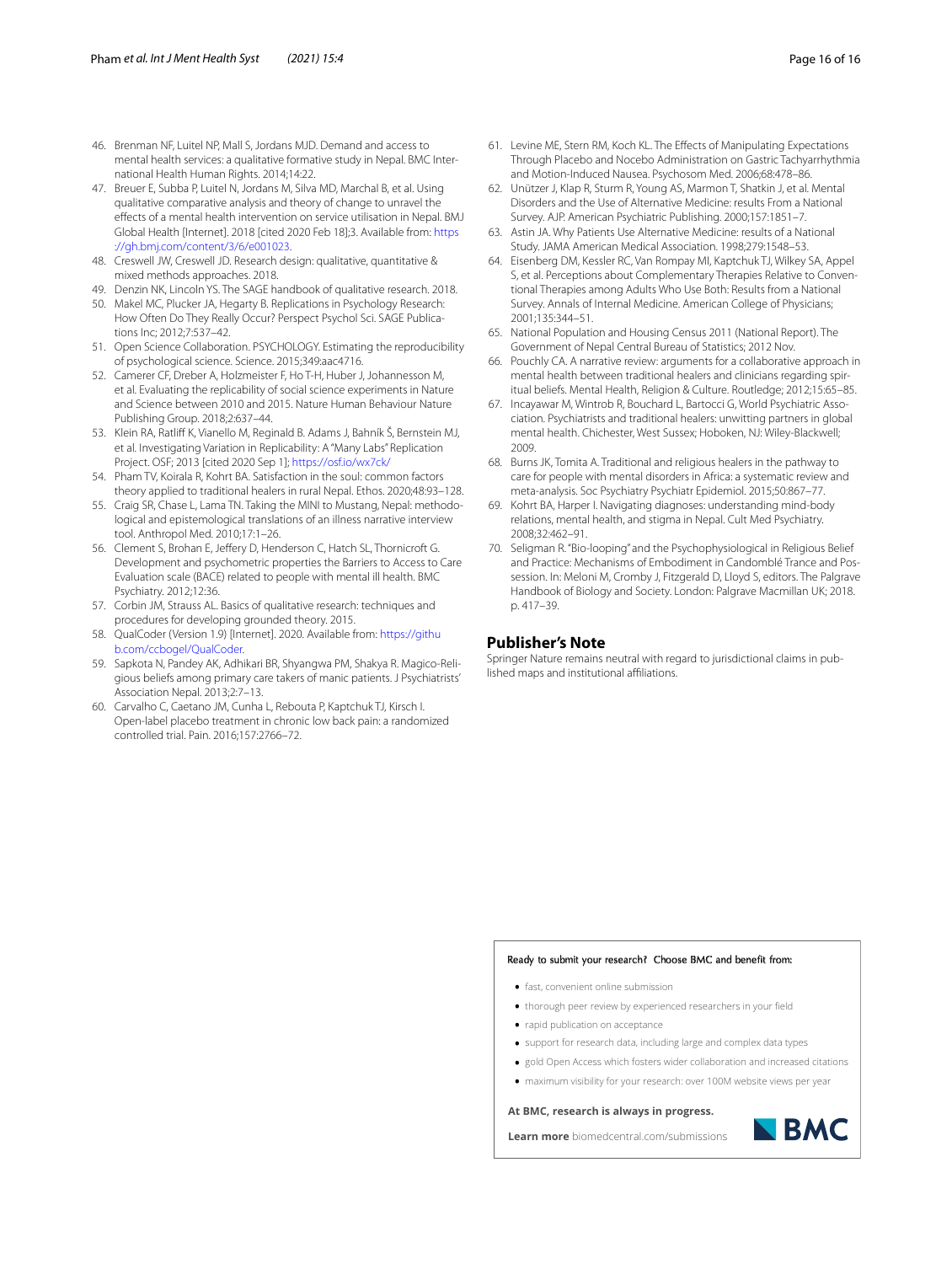46. Brenman NF, Luitel NP, Mall S, Jordans MJD. Demand and access to mental health services: a qualitative formative study in Nepal. BMC International Health Human Rights. 2014;14:22.
47. Breuer E, Subba P, Luitel N, Jordans M, Silva MD, Marchal B, et al. Using qualitative comparative analysis and theory of change to unravel the effects of a mental health intervention on service utilisation in Nepal. BMJ Global Health [Internet]. 2018 [cited 2020 Feb 18];3. Available from: https://gh.bmj.com/content/3/6/e001023.
48. Creswell JW, Creswell JD. Research design: qualitative, quantitative & mixed methods approaches. 2018.
49. Denzin NK, Lincoln YS. The SAGE handbook of qualitative research. 2018.
50. Makel MC, Plucker JA, Hegarty B. Replications in Psychology Research: How Often Do They Really Occur? Perspect Psychol Sci. SAGE Publications Inc; 2012;7:537–42.
51. Open Science Collaboration. PSYCHOLOGY. Estimating the reproducibility of psychological science. Science. 2015;349:aac4716.
52. Camerer CF, Dreber A, Holzmeister F, Ho T-H, Huber J, Johannesson M, et al. Evaluating the replicability of social science experiments in Nature and Science between 2010 and 2015. Nature Human Behaviour Nature Publishing Group. 2018;2:637–44.
53. Klein RA, Ratliff K, Vianello M, Reginald B. Adams J, Bahník Š, Bernstein MJ, et al. Investigating Variation in Replicability: A "Many Labs" Replication Project. OSF; 2013 [cited 2020 Sep 1]; https://osf.io/wx7ck/
54. Pham TV, Koirala R, Kohrt BA. Satisfaction in the soul: common factors theory applied to traditional healers in rural Nepal. Ethos. 2020;48:93–128.
55. Craig SR, Chase L, Lama TN. Taking the MINI to Mustang, Nepal: methodological and epistemological translations of an illness narrative interview tool. Anthropol Med. 2010;17:1–26.
56. Clement S, Brohan E, Jeffery D, Henderson C, Hatch SL, Thornicroft G. Development and psychometric properties the Barriers to Access to Care Evaluation scale (BACE) related to people with mental ill health. BMC Psychiatry. 2012;12:36.
57. Corbin JM, Strauss AL. Basics of qualitative research: techniques and procedures for developing grounded theory. 2015.
58. QualCoder (Version 1.9) [Internet]. 2020. Available from: https://github.com/ccbogel/QualCoder.
59. Sapkota N, Pandey AK, Adhikari BR, Shyangwa PM, Shakya R. Magico-Religious beliefs among primary care takers of manic patients. J Psychiatrists' Association Nepal. 2013;2:7–13.
60. Carvalho C, Caetano JM, Cunha L, Rebouta P, Kaptchuk TJ, Kirsch I. Open-label placebo treatment in chronic low back pain: a randomized controlled trial. Pain. 2016;157:2766–72.
61. Levine ME, Stern RM, Koch KL. The Effects of Manipulating Expectations Through Placebo and Nocebo Administration on Gastric Tachyarrhythmia and Motion-Induced Nausea. Psychosom Med. 2006;68:478–86.
62. Unützer J, Klap R, Sturm R, Young AS, Marmon T, Shatkin J, et al. Mental Disorders and the Use of Alternative Medicine: results From a National Survey. AJP. American Psychiatric Publishing. 2000;157:1851–7.
63. Astin JA. Why Patients Use Alternative Medicine: results of a National Study. JAMA American Medical Association. 1998;279:1548–53.
64. Eisenberg DM, Kessler RC, Van Rompay MI, Kaptchuk TJ, Wilkey SA, Appel S, et al. Perceptions about Complementary Therapies Relative to Conventional Therapies among Adults Who Use Both: Results from a National Survey. Annals of Internal Medicine. American College of Physicians; 2001;135:344–51.
65. National Population and Housing Census 2011 (National Report). The Government of Nepal Central Bureau of Statistics; 2012 Nov.
66. Pouchly CA. A narrative review: arguments for a collaborative approach in mental health between traditional healers and clinicians regarding spiritual beliefs. Mental Health, Religion & Culture. Routledge; 2012;15:65–85.
67. Incayawar M, Wintrob R, Bouchard L, Bartocci G, World Psychiatric Association. Psychiatrists and traditional healers: unwitting partners in global mental health. Chichester, West Sussex; Hoboken, NJ: Wiley-Blackwell; 2009.
68. Burns JK, Tomita A. Traditional and religious healers in the pathway to care for people with mental disorders in Africa: a systematic review and meta-analysis. Soc Psychiatry Psychiatr Epidemiol. 2015;50:867–77.
69. Kohrt BA, Harper I. Navigating diagnoses: understanding mind-body relations, mental health, and stigma in Nepal. Cult Med Psychiatry. 2008;32:462–91.
70. Seligman R. "Bio-looping" and the Psychophysiological in Religious Belief and Practice: Mechanisms of Embodiment in Candomblé Trance and Possession. In: Meloni M, Cromby J, Fitzgerald D, Lloyd S, editors. The Palgrave Handbook of Biology and Society. London: Palgrave Macmillan UK; 2018. p. 417–39.

## Publisher's Note

Springer Nature remains neutral with regard to jurisdictional claims in published maps and institutional affiliations.

Ready to submit your research? Choose BMC and benefit from:

- fast, convenient online submission
- thorough peer review by experienced researchers in your field
- rapid publication on acceptance
- support for research data, including large and complex data types
- gold Open Access which fosters wider collaboration and increased citations
- maximum visibility for your research: over 100M website views per year

**At BMC, research is always in progress.**

**Learn more** biomedcentral.com/submissions

BMC